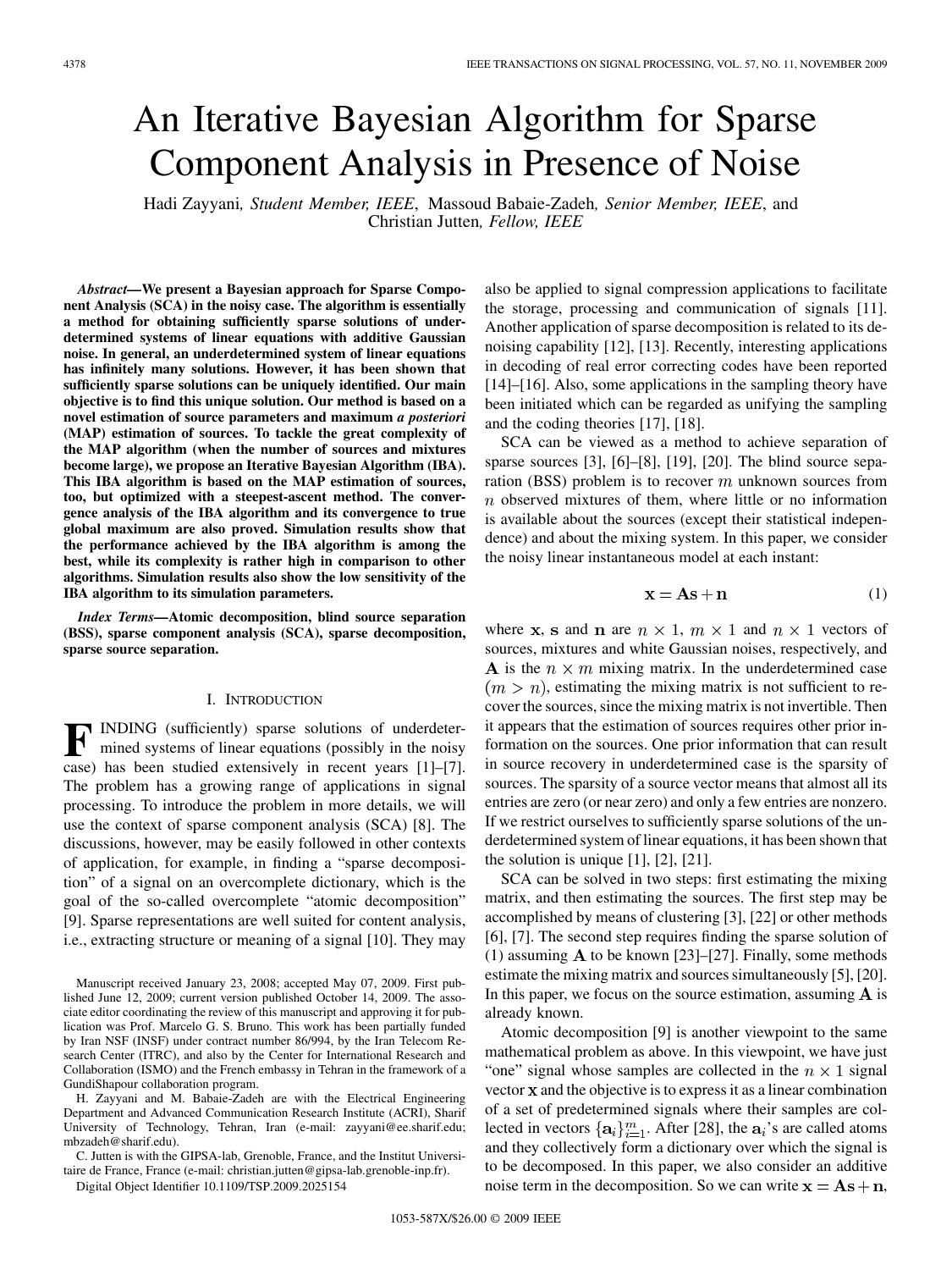# An Iterative Bayesian Algorithm for Sparse Component Analysis in Presence of Noise

Hadi Zayyani, *Student Member, IEEE*, Massoud Babaie-Zadeh, *Senior Member, IEEE*, and Christian Jutten, *Fellow, IEEE*

***Abstract*—We present a Bayesian approach for Sparse Component Analysis (SCA) in the noisy case. The algorithm is essentially a method for obtaining sufficiently sparse solutions of underdetermined systems of linear equations with additive Gaussian noise. In general, an underdetermined system of linear equations has infinitely many solutions. However, it has been shown that sufficiently sparse solutions can be uniquely identified. Our main objective is to find this unique solution. Our method is based on a novel estimation of source parameters and maximum *a posteriori* (MAP) estimation of sources. To tackle the great complexity of the MAP algorithm (when the number of sources and mixtures become large), we propose an Iterative Bayesian Algorithm (IBA). This IBA algorithm is based on the MAP estimation of sources, too, but optimized with a steepest-ascent method. The convergence analysis of the IBA algorithm and its convergence to true global maximum are also proved. Simulation results show that the performance achieved by the IBA algorithm is among the best, while its complexity is rather high in comparison to other algorithms. Simulation results also show the low sensitivity of the IBA algorithm to its simulation parameters.**

***Index Terms*—Atomic decomposition, blind source separation (BSS), sparse component analysis (SCA), sparse decomposition, sparse source separation.**

## I. Introduction

FINDING (sufficiently) sparse solutions of underdetermined systems of linear equations (possibly in the noisy case) has been studied extensively in recent years [1]–[7]. The problem has a growing range of applications in signal processing. To introduce the problem in more details, we will use the context of sparse component analysis (SCA) [8]. The discussions, however, may be easily followed in other contexts of application, for example, in finding a "sparse decomposition" of a signal on an overcomplete dictionary, which is the goal of the so-called overcomplete "atomic decomposition" [9]. Sparse representations are well suited for content analysis, i.e., extracting structure or meaning of a signal [10]. They may also be applied to signal compression applications to facilitate the storage, processing and communication of signals [11]. Another application of sparse decomposition is related to its denoising capability [12], [13]. Recently, interesting applications in decoding of real error correcting codes have been reported [14]–[16]. Also, some applications in the sampling theory have been initiated which can be regarded as unifying the sampling and the coding theories [17], [18].

SCA can be viewed as a method to achieve separation of sparse sources [3], [6]–[8], [19], [20]. The blind source separation (BSS) problem is to recover $m$ unknown sources from $n$ observed mixtures of them, where little or no information is available about the sources (except their statistical independence) and about the mixing system. In this paper, we consider the noisy linear instantaneous model at each instant:

$$\mathbf{x} = \mathbf{A}\mathbf{s} + \mathbf{n} \tag{1}$$

where $\mathbf{x}$, $\mathbf{s}$ and $\mathbf{n}$ are $n \times 1$, $m \times 1$ and $n \times 1$ vectors of sources, mixtures and white Gaussian noises, respectively, and $\mathbf{A}$ is the $n \times m$ mixing matrix. In the underdetermined case ($m > n$), estimating the mixing matrix is not sufficient to recover the sources, since the mixing matrix is not invertible. Then it appears that the estimation of sources requires other prior information on the sources. One prior information that can result in source recovery in underdetermined case is the sparsity of sources. The sparsity of a source vector means that almost all its entries are zero (or near zero) and only a few entries are nonzero. If we restrict ourselves to sufficiently sparse solutions of the underdetermined system of linear equations, it has been shown that the solution is unique [1], [2], [21].

SCA can be solved in two steps: first estimating the mixing matrix, and then estimating the sources. The first step may be accomplished by means of clustering [3], [22] or other methods [6], [7]. The second step requires finding the sparse solution of (1) assuming $\mathbf{A}$ to be known [23]–[27]. Finally, some methods estimate the mixing matrix and sources simultaneously [5], [20]. In this paper, we focus on the source estimation, assuming $\mathbf{A}$ is already known.

Atomic decomposition [9] is another viewpoint to the same mathematical problem as above. In this viewpoint, we have just "one" signal whose samples are collected in the $n \times 1$ signal vector $\mathbf{x}$ and the objective is to express it as a linear combination of a set of predetermined signals where their samples are collected in vectors $\{\mathbf{a}_i\}_{i=1}^{m}$. After [28], the $\mathbf{a}_i$'s are called atoms and they collectively form a dictionary over which the signal is to be decomposed. In this paper, we also consider an additive noise term in the decomposition. So we can write $\mathbf{x} = \mathbf{A}\mathbf{s} + \mathbf{n}$,

Manuscript received January 23, 2008; accepted May 07, 2009. First published June 12, 2009; current version published October 14, 2009. The associate editor coordinating the review of this manuscript and approving it for publication was Prof. Marcelo G. S. Bruno. This work has been partially funded by Iran NSF (INSF) under contract number 86/994, by the Iran Telecom Research Center (ITRC), and also by the Center for International Research and Collaboration (ISMO) and the French embassy in Tehran in the framework of a GundiShapour collaboration program.

H. Zayyani and M. Babaie-Zadeh are with the Electrical Engineering Department and Advanced Communication Research Institute (ACRI), Sharif University of Technology, Tehran, Iran (e-mail: zayyani@ee.sharif.edu; mbzadeh@sharif.edu).

C. Jutten is with the GIPSA-lab, Grenoble, France, and the Institut Universitaire de France, France (e-mail: christian.jutten@gipsa-lab.grenoble-inp.fr).

Digital Object Identifier 10.1109/TSP.2009.2025154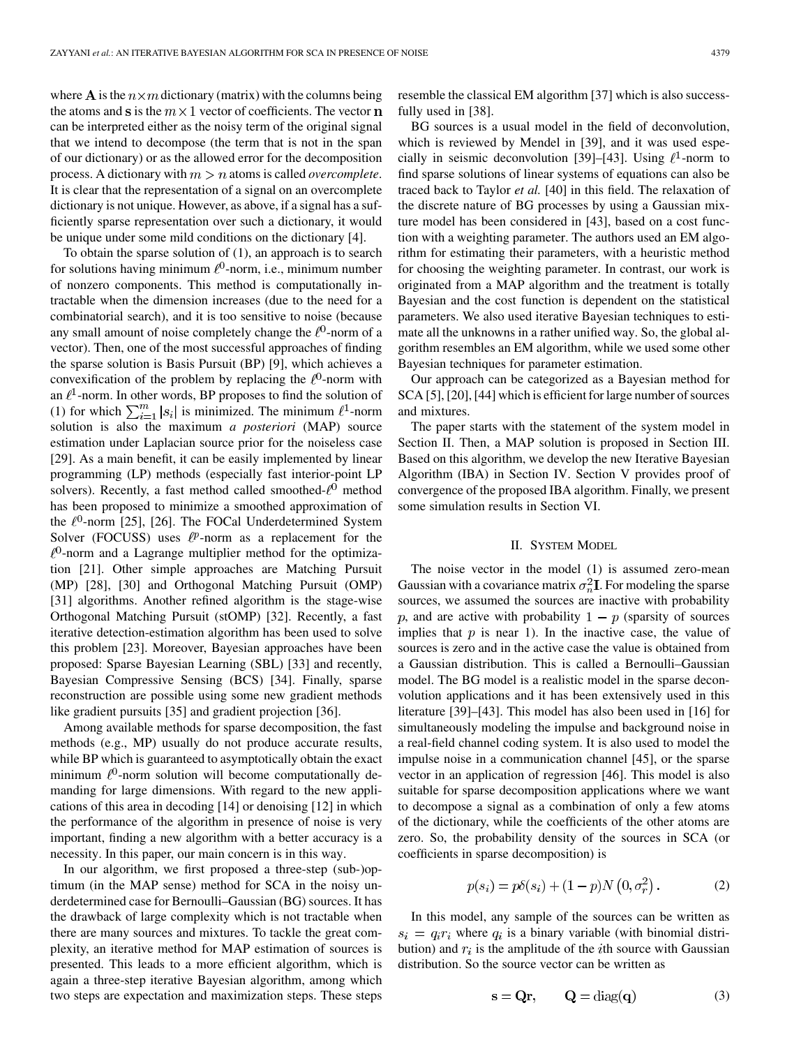where $\mathbf{A}$ is the $n \times m$ dictionary (matrix) with the columns being the atoms and $\mathbf{s}$ is the $m \times 1$ vector of coefficients. The vector $\mathbf{n}$ can be interpreted either as the noisy term of the original signal that we intend to decompose (the term that is not in the span of our dictionary) or as the allowed error for the decomposition process. A dictionary with $m > n$ atoms is called *overcomplete*. It is clear that the representation of a signal on an overcomplete dictionary is not unique. However, as above, if a signal has a sufficiently sparse representation over such a dictionary, it would be unique under some mild conditions on the dictionary [4].

To obtain the sparse solution of (1), an approach is to search for solutions having minimum $\ell^0$-norm, i.e., minimum number of nonzero components. This method is computationally intractable when the dimension increases (due to the need for a combinatorial search), and it is too sensitive to noise (because any small amount of noise completely change the $\ell^0$-norm of a vector). Then, one of the most successful approaches of finding the sparse solution is Basis Pursuit (BP) [9], which achieves a convexification of the problem by replacing the $\ell^0$-norm with an $\ell^1$-norm. In other words, BP proposes to find the solution of (1) for which $\sum_{i=1}^{m} |s_i|$ is minimized. The minimum $\ell^1$-norm solution is also the maximum *a posteriori* (MAP) source estimation under Laplacian source prior for the noiseless case [29]. As a main benefit, it can be easily implemented by linear programming (LP) methods (especially fast interior-point LP solvers). Recently, a fast method called smoothed-$\ell^0$ method has been proposed to minimize a smoothed approximation of the $\ell^0$-norm [25], [26]. The FOCal Underdetermined System Solver (FOCUSS) uses $\ell^p$-norm as a replacement for the $\ell^0$-norm and a Lagrange multiplier method for the optimization [21]. Other simple approaches are Matching Pursuit (MP) [28], [30] and Orthogonal Matching Pursuit (OMP) [31] algorithms. Another refined algorithm is the stage-wise Orthogonal Matching Pursuit (stOMP) [32]. Recently, a fast iterative detection-estimation algorithm has been used to solve this problem [23]. Moreover, Bayesian approaches have been proposed: Sparse Bayesian Learning (SBL) [33] and recently, Bayesian Compressive Sensing (BCS) [34]. Finally, sparse reconstruction are possible using some new gradient methods like gradient pursuits [35] and gradient projection [36].

Among available methods for sparse decomposition, the fast methods (e.g., MP) usually do not produce accurate results, while BP which is guaranteed to asymptotically obtain the exact minimum $\ell^0$-norm solution will become computationally demanding for large dimensions. With regard to the new applications of this area in decoding [14] or denoising [12] in which the performance of the algorithm in presence of noise is very important, finding a new algorithm with a better accuracy is a necessity. In this paper, our main concern is in this way.

In our algorithm, we first proposed a three-step (sub-)optimum (in the MAP sense) method for SCA in the noisy underdetermined case for Bernoulli–Gaussian (BG) sources. It has the drawback of large complexity which is not tractable when there are many sources and mixtures. To tackle the great complexity, an iterative method for MAP estimation of sources is presented. This leads to a more efficient algorithm, which is again a three-step iterative Bayesian algorithm, among which two steps are expectation and maximization steps. These steps resemble the classical EM algorithm [37] which is also successfully used in [38].

BG sources is a usual model in the field of deconvolution, which is reviewed by Mendel in [39], and it was used especially in seismic deconvolution [39]–[43]. Using $\ell^1$-norm to find sparse solutions of linear systems of equations can also be traced back to Taylor *et al.* [40] in this field. The relaxation of the discrete nature of BG processes by using a Gaussian mixture model has been considered in [43], based on a cost function with a weighting parameter. The authors used an EM algorithm for estimating their parameters, with a heuristic method for choosing the weighting parameter. In contrast, our work is originated from a MAP algorithm and the treatment is totally Bayesian and the cost function is dependent on the statistical parameters. We also used iterative Bayesian techniques to estimate all the unknowns in a rather unified way. So, the global algorithm resembles an EM algorithm, while we used some other Bayesian techniques for parameter estimation.

Our approach can be categorized as a Bayesian method for SCA [5], [20], [44] which is efficient for large number of sources and mixtures.

The paper starts with the statement of the system model in Section II. Then, a MAP solution is proposed in Section III. Based on this algorithm, we develop the new Iterative Bayesian Algorithm (IBA) in Section IV. Section V provides proof of convergence of the proposed IBA algorithm. Finally, we present some simulation results in Section VI.

## II. System Model

The noise vector in the model (1) is assumed zero-mean Gaussian with a covariance matrix $\sigma_n^2 \mathbf{I}$. For modeling the sparse sources, we assumed the sources are inactive with probability $p$, and are active with probability $1 - p$ (sparsity of sources implies that $p$ is near 1). In the inactive case, the value of sources is zero and in the active case the value is obtained from a Gaussian distribution. This is called a Bernoulli–Gaussian model. The BG model is a realistic model in the sparse deconvolution applications and it has been extensively used in this literature [39]–[43]. This model has also been used in [16] for simultaneously modeling the impulse and background noise in a real-field channel coding system. It is also used to model the impulse noise in a communication channel [45], or the sparse vector in an application of regression [46]. This model is also suitable for sparse decomposition applications where we want to decompose a signal as a combination of only a few atoms of the dictionary, while the coefficients of the other atoms are zero. So, the probability density of the sources in SCA (or coefficients in sparse decomposition) is

$$p(s_i) = p\delta(s_i) + (1 - p)N\left(0, \sigma_r^2\right). \tag{2}$$

In this model, any sample of the sources can be written as $s_i = q_i r_i$ where $q_i$ is a binary variable (with binomial distribution) and $r_i$ is the amplitude of the $i$th source with Gaussian distribution. So the source vector can be written as

$$\mathbf{s} = \mathbf{Q}\mathbf{r}, \qquad \mathbf{Q} = \operatorname{diag}(\mathbf{q}) \tag{3}$$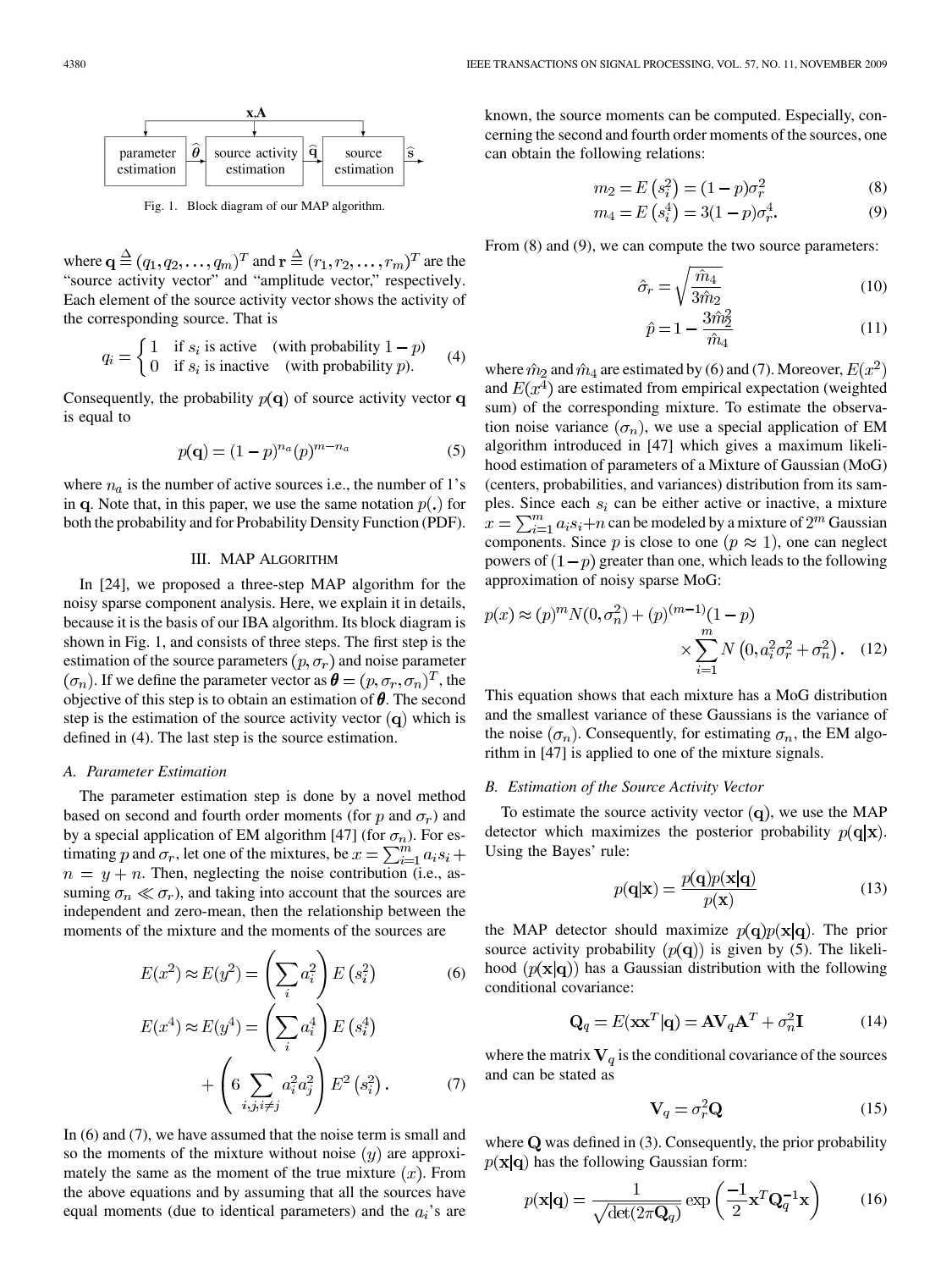x,A

parameter estimation → $\widehat{\boldsymbol{\theta}}$ → source activity estimation → $\widehat{\mathbf{q}}$ → source estimation → $\widehat{\mathbf{s}}$

Fig. 1. Block diagram of our MAP algorithm.

where $\mathbf{q} \triangleq (q_1, q_2, \ldots, q_m)^T$ and $\mathbf{r} \triangleq (r_1, r_2, \ldots, r_m)^T$ are the "source activity vector" and "amplitude vector," respectively. Each element of the source activity vector shows the activity of the corresponding source. That is

$$q_i = \begin{cases} 1 & \text{if } s_i \text{ is active} \quad (\text{with probability } 1-p) \\ 0 & \text{if } s_i \text{ is inactive} \quad (\text{with probability } p). \end{cases} \tag{4}$$

Consequently, the probability $p(\mathbf{q})$ of source activity vector $\mathbf{q}$ is equal to

$$p(\mathbf{q}) = (1-p)^{n_a}(p)^{m-n_a} \tag{5}$$

where $n_a$ is the number of active sources i.e., the number of 1's in $\mathbf{q}$. Note that, in this paper, we use the same notation $p(.)$ for both the probability and for Probability Density Function (PDF).

## III. MAP Algorithm

In [24], we proposed a three-step MAP algorithm for the noisy sparse component analysis. Here, we explain it in details, because it is the basis of our IBA algorithm. Its block diagram is shown in Fig. 1, and consists of three steps. The first step is the estimation of the source parameters $(p, \sigma_r)$ and noise parameter $(\sigma_n)$. If we define the parameter vector as $\boldsymbol{\theta} = (p, \sigma_r, \sigma_n)^T$, the objective of this step is to obtain an estimation of $\boldsymbol{\theta}$. The second step is the estimation of the source activity vector $(\mathbf{q})$ which is defined in (4). The last step is the source estimation.

### A. Parameter Estimation

The parameter estimation step is done by a novel method based on second and fourth order moments (for $p$ and $\sigma_r$) and by a special application of EM algorithm [47] (for $\sigma_n$). For estimating $p$ and $\sigma_r$, let one of the mixtures, be $x = \sum_{i=1}^{m} a_i s_i + n = y + n$. Then, neglecting the noise contribution (i.e., assuming $\sigma_n \ll \sigma_r$), and taking into account that the sources are independent and zero-mean, then the relationship between the moments of the mixture and the moments of the sources are

$$E(x^2) \approx E(y^2) = \left(\sum_i a_i^2\right) E\left(s_i^2\right) \tag{6}$$

$$E(x^4) \approx E(y^4) = \left(\sum_i a_i^4\right) E\left(s_i^4\right) + \left(6 \sum_{i,j,i \neq j} a_i^2 a_j^2\right) E^2\left(s_i^2\right). \tag{7}$$

In (6) and (7), we have assumed that the noise term is small and so the moments of the mixture without noise $(y)$ are approximately the same as the moment of the true mixture $(x)$. From the above equations and by assuming that all the sources have equal moments (due to identical parameters) and the $a_i$'s are known, the source moments can be computed. Especially, concerning the second and fourth order moments of the sources, one can obtain the following relations:

$$m_2 = E\left(s_i^2\right) = (1-p)\sigma_r^2 \tag{8}$$

$$m_4 = E\left(s_i^4\right) = 3(1-p)\sigma_r^4. \tag{9}$$

From (8) and (9), we can compute the two source parameters:

$$\hat{\sigma}_r = \sqrt{\frac{\hat{m}_4}{3\hat{m}_2}} \tag{10}$$

$$\hat{p} = 1 - \frac{3\hat{m}_2^2}{\hat{m}_4} \tag{11}$$

where $\hat{m}_2$ and $\hat{m}_4$ are estimated by (6) and (7). Moreover, $E(x^2)$ and $E(x^4)$ are estimated from empirical expectation (weighted sum) of the corresponding mixture. To estimate the observation noise variance $(\sigma_n)$, we use a special application of EM algorithm introduced in [47] which gives a maximum likelihood estimation of parameters of a Mixture of Gaussian (MoG) (centers, probabilities, and variances) distribution from its samples. Since each $s_i$ can be either active or inactive, a mixture $x = \sum_{i=1}^{m} a_i s_i + n$ can be modeled by a mixture of $2^m$ Gaussian components. Since $p$ is close to one $(p \approx 1)$, one can neglect powers of $(1-p)$ greater than one, which leads to the following approximation of noisy sparse MoG:

$$p(x) \approx (p)^m N(0, \sigma_n^2) + (p)^{(m-1)}(1-p) \times \sum_{i=1}^{m} N\left(0, a_i^2\sigma_r^2 + \sigma_n^2\right). \tag{12}$$

This equation shows that each mixture has a MoG distribution and the smallest variance of these Gaussians is the variance of the noise $(\sigma_n)$. Consequently, for estimating $\sigma_n$, the EM algorithm in [47] is applied to one of the mixture signals.

### B. Estimation of the Source Activity Vector

To estimate the source activity vector $(\mathbf{q})$, we use the MAP detector which maximizes the posterior probability $p(\mathbf{q}|\mathbf{x})$. Using the Bayes' rule:

$$p(\mathbf{q}|\mathbf{x}) = \frac{p(\mathbf{q})p(\mathbf{x}|\mathbf{q})}{p(\mathbf{x})} \tag{13}$$

the MAP detector should maximize $p(\mathbf{q})p(\mathbf{x}|\mathbf{q})$. The prior source activity probability $(p(\mathbf{q}))$ is given by (5). The likelihood $(p(\mathbf{x}|\mathbf{q}))$ has a Gaussian distribution with the following conditional covariance:

$$\mathbf{Q}_q = E(\mathbf{x}\mathbf{x}^T|\mathbf{q}) = \mathbf{A}\mathbf{V}_q\mathbf{A}^T + \sigma_n^2\mathbf{I} \tag{14}$$

where the matrix $\mathbf{V}_q$ is the conditional covariance of the sources and can be stated as

$$\mathbf{V}_q = \sigma_r^2\mathbf{Q} \tag{15}$$

where $\mathbf{Q}$ was defined in (3). Consequently, the prior probability $p(\mathbf{x}|\mathbf{q})$ has the following Gaussian form:

$$p(\mathbf{x}|\mathbf{q}) = \frac{1}{\sqrt{\det(2\pi\mathbf{Q}_q)}} \exp\left(\frac{-1}{2}\mathbf{x}^T\mathbf{Q}_q^{-1}\mathbf{x}\right) \tag{16}$$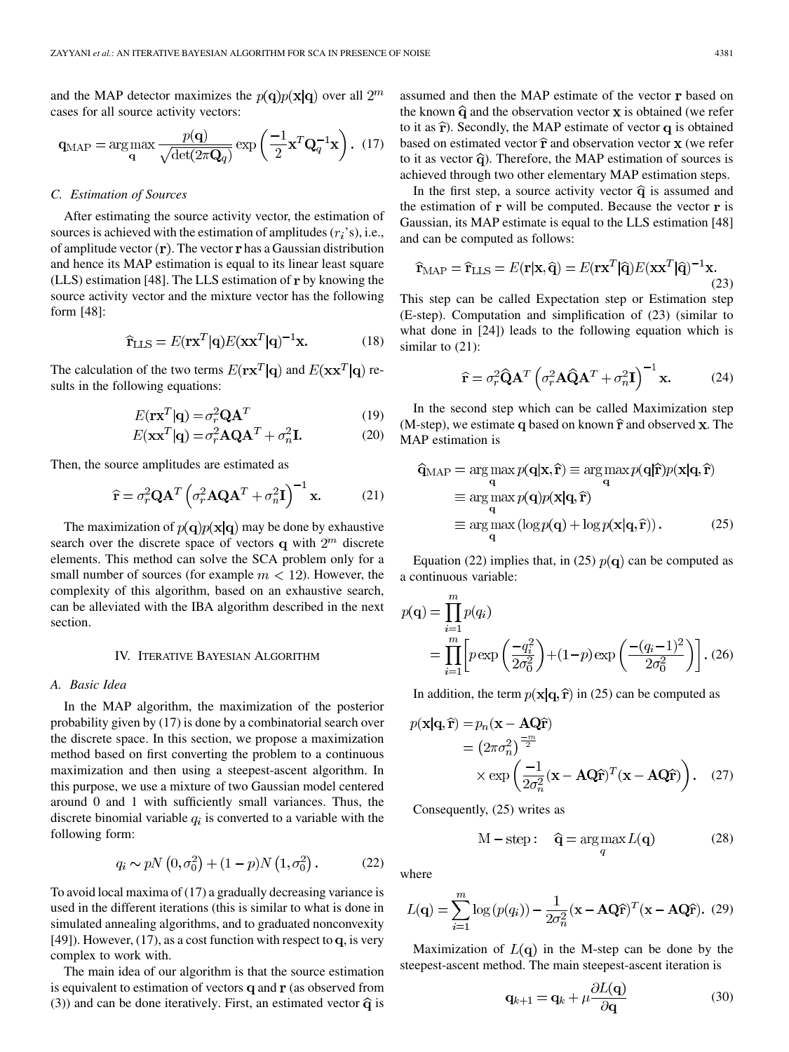and the MAP detector maximizes the $p(\mathbf{q})p(\mathbf{x}|\mathbf{q})$ over all $2^m$ cases for all source activity vectors:

$$\mathbf{q}_{\text{MAP}} = \arg\max_{\mathbf{q}} \frac{p(\mathbf{q})}{\sqrt{\det(2\pi\mathbf{Q}_q)}} \exp\left(\frac{-1}{2}\mathbf{x}^T\mathbf{Q}_q^{-1}\mathbf{x}\right). \quad (17)$$

### C. Estimation of Sources

After estimating the source activity vector, the estimation of sources is achieved with the estimation of amplitudes ($r_i$'s), i.e., of amplitude vector ($\mathbf{r}$). The vector $\mathbf{r}$ has a Gaussian distribution and hence its MAP estimation is equal to its linear least square (LLS) estimation [48]. The LLS estimation of $\mathbf{r}$ by knowing the source activity vector and the mixture vector has the following form [48]:

$$\hat{\mathbf{r}}_{\text{LLS}} = E(\mathbf{r}\mathbf{x}^T|\mathbf{q})E(\mathbf{x}\mathbf{x}^T|\mathbf{q})^{-1}\mathbf{x}. \quad (18)$$

The calculation of the two terms $E(\mathbf{r}\mathbf{x}^T|\mathbf{q})$ and $E(\mathbf{x}\mathbf{x}^T|\mathbf{q})$ results in the following equations:

$$E(\mathbf{r}\mathbf{x}^T|\mathbf{q}) = \sigma_r^2\mathbf{Q}\mathbf{A}^T \quad (19)$$

$$E(\mathbf{x}\mathbf{x}^T|\mathbf{q}) = \sigma_r^2\mathbf{A}\mathbf{Q}\mathbf{A}^T + \sigma_n^2\mathbf{I}. \quad (20)$$

Then, the source amplitudes are estimated as

$$\hat{\mathbf{r}} = \sigma_r^2\mathbf{Q}\mathbf{A}^T\left(\sigma_r^2\mathbf{A}\mathbf{Q}\mathbf{A}^T + \sigma_n^2\mathbf{I}\right)^{-1}\mathbf{x}. \quad (21)$$

The maximization of $p(\mathbf{q})p(\mathbf{x}|\mathbf{q})$ may be done by exhaustive search over the discrete space of vectors $\mathbf{q}$ with $2^m$ discrete elements. This method can solve the SCA problem only for a small number of sources (for example $m < 12$). However, the complexity of this algorithm, based on an exhaustive search, can be alleviated with the IBA algorithm described in the next section.

## IV. Iterative Bayesian Algorithm

### A. Basic Idea

In the MAP algorithm, the maximization of the posterior probability given by (17) is done by a combinatorial search over the discrete space. In this section, we propose a maximization method based on first converting the problem to a continuous maximization and then using a steepest-ascent algorithm. In this purpose, we use a mixture of two Gaussian model centered around 0 and 1 with sufficiently small variances. Thus, the discrete binomial variable $q_i$ is converted to a variable with the following form:

$$q_i \sim pN\left(0, \sigma_0^2\right) + (1-p)N\left(1, \sigma_0^2\right). \quad (22)$$

To avoid local maxima of (17) a gradually decreasing variance is used in the different iterations (this is similar to what is done in simulated annealing algorithms, and to graduated nonconvexity [49]). However, (17), as a cost function with respect to $\mathbf{q}$, is very complex to work with.

The main idea of our algorithm is that the source estimation is equivalent to estimation of vectors $\mathbf{q}$ and $\mathbf{r}$ (as observed from (3)) and can be done iteratively. First, an estimated vector $\hat{\mathbf{q}}$ is assumed and then the MAP estimate of the vector $\mathbf{r}$ based on the known $\hat{\mathbf{q}}$ and the observation vector $\mathbf{x}$ is obtained (we refer to it as $\hat{\mathbf{r}}$). Secondly, the MAP estimate of vector $\mathbf{q}$ is obtained based on estimated vector $\hat{\mathbf{r}}$ and observation vector $\mathbf{x}$ (we refer to it as vector $\hat{\mathbf{q}}$). Therefore, the MAP estimation of sources is achieved through two other elementary MAP estimation steps.

In the first step, a source activity vector $\hat{\mathbf{q}}$ is assumed and the estimation of $\mathbf{r}$ will be computed. Because the vector $\mathbf{r}$ is Gaussian, its MAP estimate is equal to the LLS estimation [48] and can be computed as follows:

$$\hat{\mathbf{r}}_{\text{MAP}} = \hat{\mathbf{r}}_{\text{LLS}} = E(\mathbf{r}|\mathbf{x}, \hat{\mathbf{q}}) = E(\mathbf{r}\mathbf{x}^T|\hat{\mathbf{q}})E(\mathbf{x}\mathbf{x}^T|\hat{\mathbf{q}})^{-1}\mathbf{x}. \quad (23)$$

This step can be called Expectation step or Estimation step (E-step). Computation and simplification of (23) (similar to what done in [24]) leads to the following equation which is similar to (21):

$$\hat{\mathbf{r}} = \sigma_r^2\hat{\mathbf{Q}}\mathbf{A}^T\left(\sigma_r^2\mathbf{A}\hat{\mathbf{Q}}\mathbf{A}^T + \sigma_n^2\mathbf{I}\right)^{-1}\mathbf{x}. \quad (24)$$

In the second step which can be called Maximization step (M-step), we estimate $\mathbf{q}$ based on known $\hat{\mathbf{r}}$ and observed $\mathbf{x}$. The MAP estimation is

$$\begin{aligned}\hat{\mathbf{q}}_{\text{MAP}} &= \arg\max_{\mathbf{q}} p(\mathbf{q}|\mathbf{x}, \hat{\mathbf{r}}) \equiv \arg\max_{\mathbf{q}} p(\mathbf{q}|\hat{\mathbf{r}})p(\mathbf{x}|\mathbf{q}, \hat{\mathbf{r}}) \\ &\equiv \arg\max_{\mathbf{q}} p(\mathbf{q})p(\mathbf{x}|\mathbf{q}, \hat{\mathbf{r}}) \\ &\equiv \arg\max_{\mathbf{q}} \left(\log p(\mathbf{q}) + \log p(\mathbf{x}|\mathbf{q}, \hat{\mathbf{r}})\right). \end{aligned} \quad (25)$$

Equation (22) implies that, in (25) $p(\mathbf{q})$ can be computed as a continuous variable:

$$\begin{aligned}p(\mathbf{q}) &= \prod_{i=1}^{m} p(q_i) \\ &= \prod_{i=1}^{m}\left[p\exp\left(\frac{-q_i^2}{2\sigma_0^2}\right) + (1-p)\exp\left(\frac{-(q_i-1)^2}{2\sigma_0^2}\right)\right]. \end{aligned} \quad (26)$$

In addition, the term $p(\mathbf{x}|\mathbf{q}, \hat{\mathbf{r}})$ in (25) can be computed as

$$\begin{aligned}p(\mathbf{x}|\mathbf{q}, \hat{\mathbf{r}}) &= p_n(\mathbf{x} - \mathbf{A}\mathbf{Q}\hat{\mathbf{r}}) \\ &= \left(2\pi\sigma_n^2\right)^{\frac{-m}{2}} \\ &\quad \times \exp\left(\frac{-1}{2\sigma_n^2}(\mathbf{x} - \mathbf{A}\mathbf{Q}\hat{\mathbf{r}})^T(\mathbf{x} - \mathbf{A}\mathbf{Q}\hat{\mathbf{r}})\right). \end{aligned} \quad (27)$$

Consequently, (25) writes as

$$\text{M-step:} \quad \hat{\mathbf{q}} = \arg\max_{q} L(\mathbf{q}) \quad (28)$$

where

$$L(\mathbf{q}) = \sum_{i=1}^{m} \log\left(p(q_i)\right) - \frac{1}{2\sigma_n^2}(\mathbf{x} - \mathbf{A}\mathbf{Q}\hat{\mathbf{r}})^T(\mathbf{x} - \mathbf{A}\mathbf{Q}\hat{\mathbf{r}}). \quad (29)$$

Maximization of $L(\mathbf{q})$ in the M-step can be done by the steepest-ascent method. The main steepest-ascent iteration is

$$\mathbf{q}_{k+1} = \mathbf{q}_k + \mu\frac{\partial L(\mathbf{q})}{\partial \mathbf{q}} \quad (30)$$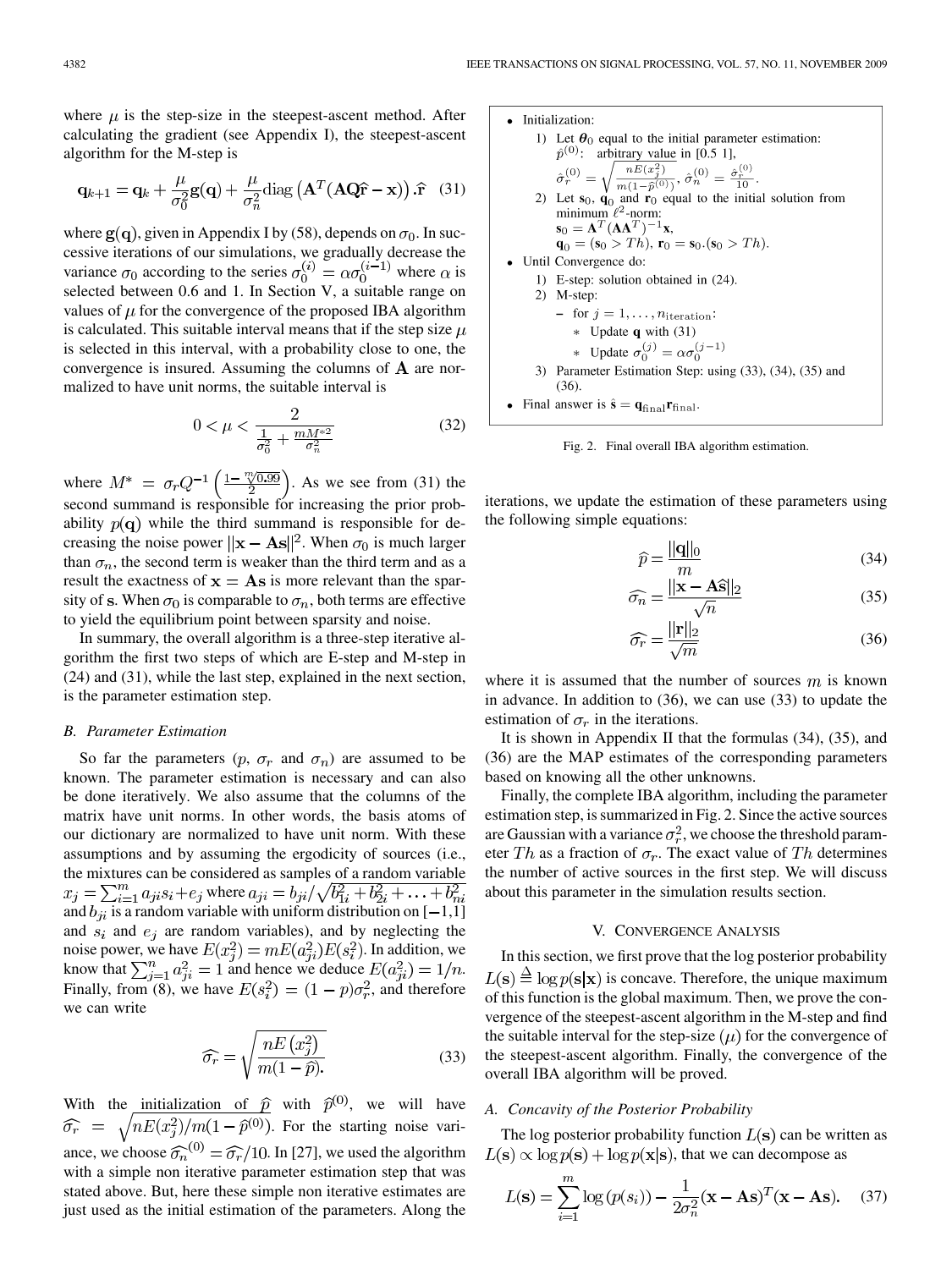where $\mu$ is the step-size in the steepest-ascent method. After calculating the gradient (see Appendix I), the steepest-ascent algorithm for the M-step is

$$\mathbf{q}_{k+1} = \mathbf{q}_k + \frac{\mu}{\sigma_0^2}\mathbf{g}(\mathbf{q}) + \frac{\mu}{\sigma_n^2}\mathrm{diag}\left(\mathbf{A}^T(\mathbf{AQ}\hat{\mathbf{r}} - \mathbf{x})\right).\hat{\mathbf{r}} \quad (31)$$

where $\mathbf{g}(\mathbf{q})$, given in Appendix I by (58), depends on $\sigma_0$. In successive iterations of our simulations, we gradually decrease the variance $\sigma_0$ according to the series $\sigma_0^{(i)} = \alpha\sigma_0^{(i-1)}$ where $\alpha$ is selected between 0.6 and 1. In Section V, a suitable range on values of $\mu$ for the convergence of the proposed IBA algorithm is calculated. This suitable interval means that if the step size $\mu$ is selected in this interval, with a probability close to one, the convergence is insured. Assuming the columns of $\mathbf{A}$ are normalized to have unit norms, the suitable interval is

$$0 < \mu < \frac{2}{\frac{1}{\sigma_0^2} + \frac{mM^{*2}}{\sigma_n^2}} \quad (32)$$

where $M^* = \sigma_r Q^{-1}\left(\frac{1-\sqrt[m]{0.99}}{2}\right)$. As we see from (31) the second summand is responsible for increasing the prior probability $p(\mathbf{q})$ while the third summand is responsible for decreasing the noise power $\|\mathbf{x} - \mathbf{As}\|^2$. When $\sigma_0$ is much larger than $\sigma_n$, the second term is weaker than the third term and as a result the exactness of $\mathbf{x} = \mathbf{As}$ is more relevant than the sparsity of $\mathbf{s}$. When $\sigma_0$ is comparable to $\sigma_n$, both terms are effective to yield the equilibrium point between sparsity and noise.

In summary, the overall algorithm is a three-step iterative algorithm the first two steps of which are E-step and M-step in (24) and (31), while the last step, explained in the next section, is the parameter estimation step.

### B. Parameter Estimation

So far the parameters ($p$, $\sigma_r$ and $\sigma_n$) are assumed to be known. The parameter estimation is necessary and can also be done iteratively. We also assume that the columns of the matrix have unit norms. In other words, the basis atoms of our dictionary are normalized to have unit norm. With these assumptions and by assuming the ergodicity of sources (i.e., the mixtures can be considered as samples of a random variable $x_j = \sum_{i=1}^m a_{ji}s_i + e_j$ where $a_{ji} = b_{ji}/\sqrt{b_{1i}^2 + b_{2i}^2 + \ldots + b_{ni}^2}$ and $b_{ji}$ is a random variable with uniform distribution on [−1,1] and $s_i$ and $e_j$ are random variables), and by neglecting the noise power, we have $E(x_j^2) = mE(a_{ji}^2)E(s_i^2)$. In addition, we know that $\sum_{j=1}^n a_{ji}^2 = 1$ and hence we deduce $E(a_{ji}^2) = 1/n$. Finally, from (8), we have $E(s_i^2) = (1-p)\sigma_r^2$, and therefore we can write

$$\widehat{\sigma_r} = \sqrt{\frac{nE\left(x_j^2\right)}{m(1-\widehat{p})}}. \quad (33)$$

With the initialization of $\widehat{p}$ with $\widehat{p}^{(0)}$, we will have $\widehat{\sigma_r} = \sqrt{nE(x_j^2)/m(1-\widehat{p}^{(0)})}$. For the starting noise variance, we choose $\widehat{\sigma_n}^{(0)} = \widehat{\sigma_r}/10$. In [27], we used the algorithm with a simple non iterative parameter estimation step that was stated above. But, here these simple non iterative estimates are just used as the initial estimation of the parameters. Along the iterations, we update the estimation of these parameters using the following simple equations:

$$\widehat{p} = \frac{\|\mathbf{q}\|_0}{m} \quad (34)$$

$$\widehat{\sigma_n} = \frac{\|\mathbf{x} - \mathbf{A}\hat{\mathbf{s}}\|_2}{\sqrt{n}} \quad (35)$$

$$\widehat{\sigma_r} = \frac{\|\mathbf{r}\|_2}{\sqrt{m}} \quad (36)$$

where it is assumed that the number of sources $m$ is known in advance. In addition to (36), we can use (33) to update the estimation of $\sigma_r$ in the iterations.

It is shown in Appendix II that the formulas (34), (35), and (36) are the MAP estimates of the corresponding parameters based on knowing all the other unknowns.

Finally, the complete IBA algorithm, including the parameter estimation step, is summarized in Fig. 2. Since the active sources are Gaussian with a variance $\sigma_r^2$, we choose the threshold parameter $Th$ as a fraction of $\sigma_r$. The exact value of $Th$ determines the number of active sources in the first step. We will discuss about this parameter in the simulation results section.

- Initialization:
  1) Let $\boldsymbol{\theta}_0$ equal to the initial parameter estimation: $\hat{p}^{(0)}$: arbitrary value in [0.5 1], $\hat{\sigma}_r^{(0)} = \sqrt{\frac{nE(x_j^2)}{m(1-\hat{p}^{(0)})}}$, $\hat{\sigma}_n^{(0)} = \frac{\hat{\sigma}_r^{(0)}}{10}$.
  2) Let $\mathbf{s}_0$, $\mathbf{q}_0$ and $\mathbf{r}_0$ equal to the initial solution from minimum $\ell^2$-norm: $\mathbf{s}_0 = \mathbf{A}^T(\mathbf{AA}^T)^{-1}\mathbf{x}$, $\mathbf{q}_0 = (\mathbf{s}_0 > Th)$, $\mathbf{r}_0 = \mathbf{s}_0.(\mathbf{s}_0 > Th)$.
- Until Convergence do:
  1) E-step: solution obtained in (24).
  2) M-step:
     - for $j = 1, \ldots, n_{\text{iteration}}$:
       - Update $\mathbf{q}$ with (31)
       - Update $\sigma_0^{(j)} = \alpha\sigma_0^{(j-1)}$
  3) Parameter Estimation Step: using (33), (34), (35) and (36).
- Final answer is $\hat{\mathbf{s}} = \mathbf{q}_{\text{final}}\mathbf{r}_{\text{final}}$.

Fig. 2. Final overall IBA algorithm estimation.

## V. Convergence Analysis

In this section, we first prove that the log posterior probability $L(\mathbf{s}) \triangleq \log p(\mathbf{s}|\mathbf{x})$ is concave. Therefore, the unique maximum of this function is the global maximum. Then, we prove the convergence of the steepest-ascent algorithm in the M-step and find the suitable interval for the step-size ($\mu$) for the convergence of the steepest-ascent algorithm. Finally, the convergence of the overall IBA algorithm will be proved.

### A. Concavity of the Posterior Probability

The log posterior probability function $L(\mathbf{s})$ can be written as $L(\mathbf{s}) \propto \log p(\mathbf{s}) + \log p(\mathbf{x}|\mathbf{s})$, that we can decompose as

$$L(\mathbf{s}) = \sum_{i=1}^m \log\left(p(s_i)\right) - \frac{1}{2\sigma_n^2}(\mathbf{x} - \mathbf{As})^T(\mathbf{x} - \mathbf{As}). \quad (37)$$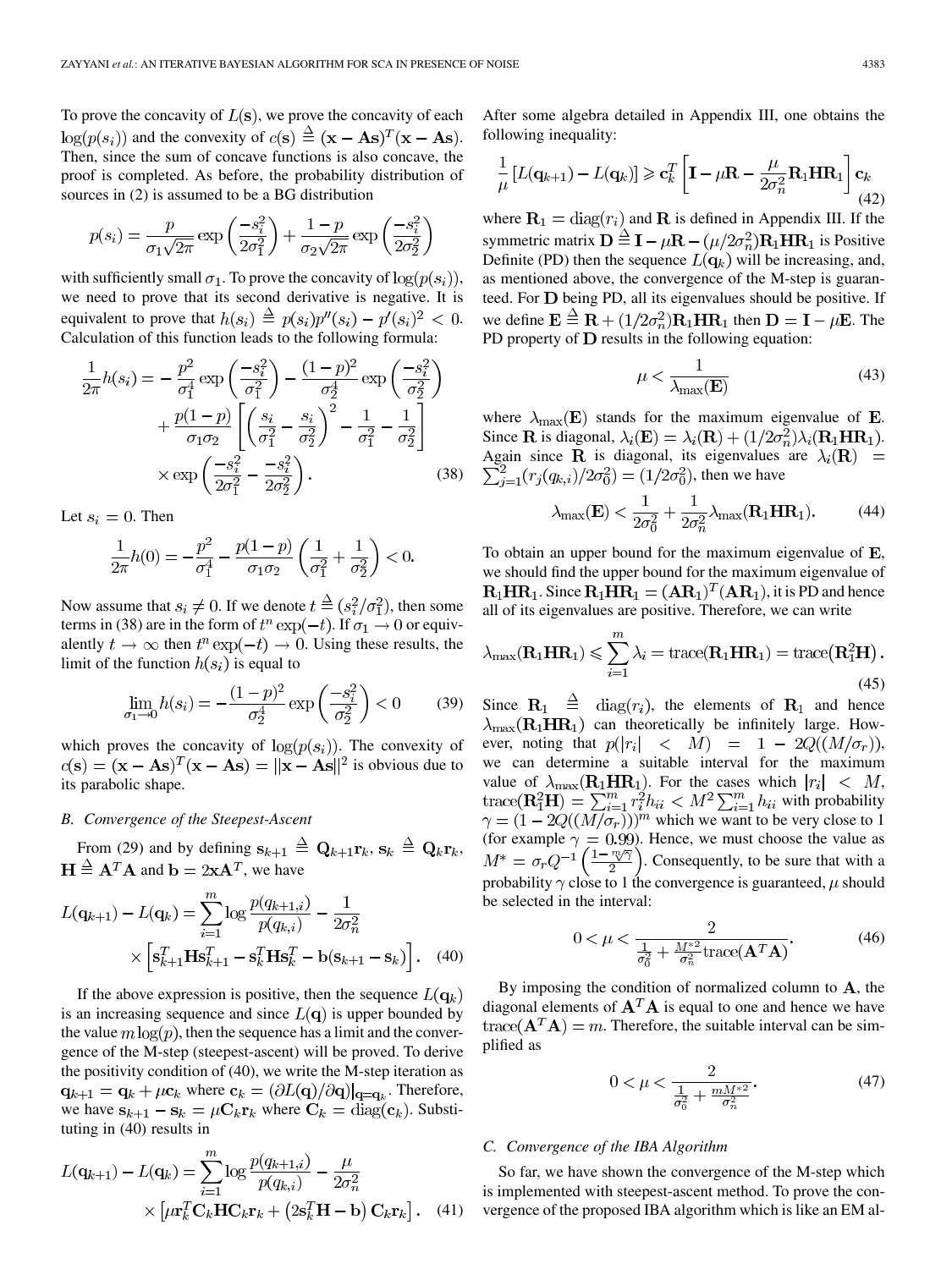To prove the concavity of $L(\mathbf{s})$, we prove the concavity of each $\log(p(s_i))$ and the convexity of $c(\mathbf{s}) \triangleq (\mathbf{x}-\mathbf{A}\mathbf{s})^T(\mathbf{x}-\mathbf{A}\mathbf{s})$. Then, since the sum of concave functions is also concave, the proof is completed. As before, the probability distribution of sources in (2) is assumed to be a BG distribution

$$p(s_i) = \frac{p}{\sigma_1\sqrt{2\pi}} \exp\left(\frac{-s_i^2}{2\sigma_1^2}\right) + \frac{1-p}{\sigma_2\sqrt{2\pi}} \exp\left(\frac{-s_i^2}{2\sigma_2^2}\right)$$

with sufficiently small $\sigma_1$. To prove the concavity of $\log(p(s_i))$, we need to prove that its second derivative is negative. It is equivalent to prove that $h(s_i) \triangleq p(s_i)p''(s_i) - p'(s_i)^2 < 0$. Calculation of this function leads to the following formula:

$$\begin{aligned}
\frac{1}{2\pi}h(s_i) =& -\frac{p^2}{\sigma_1^4}\exp\left(\frac{-s_i^2}{\sigma_1^2}\right) - \frac{(1-p)^2}{\sigma_2^4}\exp\left(\frac{-s_i^2}{\sigma_2^2}\right) \\
&+ \frac{p(1-p)}{\sigma_1\sigma_2}\left[\left(\frac{s_i}{\sigma_1^2} - \frac{s_i}{\sigma_2^2}\right)^2 - \frac{1}{\sigma_1^2} - \frac{1}{\sigma_2^2}\right] \\
&\times \exp\left(\frac{-s_i^2}{2\sigma_1^2} - \frac{-s_i^2}{2\sigma_2^2}\right).
\end{aligned} \quad (38)$$

Let $s_i = 0$. Then

$$\frac{1}{2\pi}h(0) = -\frac{p^2}{\sigma_1^4} - \frac{p(1-p)}{\sigma_1\sigma_2}\left(\frac{1}{\sigma_1^2} + \frac{1}{\sigma_2^2}\right) < 0.$$

Now assume that $s_i \neq 0$. If we denote $t \triangleq (s_i^2/\sigma_1^2)$, then some terms in (38) are in the form of $t^n \exp(-t)$. If $\sigma_1 \to 0$ or equivalently $t \to \infty$ then $t^n \exp(-t) \to 0$. Using these results, the limit of the function $h(s_i)$ is equal to

$$\lim_{\sigma_1 \to 0} h(s_i) = -\frac{(1-p)^2}{\sigma_2^4}\exp\left(\frac{-s_i^2}{\sigma_2^2}\right) < 0 \quad (39)$$

which proves the concavity of $\log(p(s_i))$. The convexity of $c(\mathbf{s}) = (\mathbf{x}-\mathbf{A}\mathbf{s})^T(\mathbf{x}-\mathbf{A}\mathbf{s}) = \|\mathbf{x}-\mathbf{A}\mathbf{s}\|^2$ is obvious due to its parabolic shape.

### B. Convergence of the Steepest-Ascent

From (29) and by defining $\mathbf{s}_{k+1} \triangleq \mathbf{Q}_{k+1}\mathbf{r}_k$, $\mathbf{s}_k \triangleq \mathbf{Q}_k\mathbf{r}_k$, $\mathbf{H} \triangleq \mathbf{A}^T\mathbf{A}$ and $\mathbf{b} = 2\mathbf{x}\mathbf{A}^T$, we have

$$\begin{aligned}
L(\mathbf{q}_{k+1}) - L(\mathbf{q}_k) =& \sum_{i=1}^{m}\log\frac{p(q_{k+1,i})}{p(q_{k,i})} - \frac{1}{2\sigma_n^2} \\
&\times \left[\mathbf{s}_{k+1}^T\mathbf{H}\mathbf{s}_{k+1}^T - \mathbf{s}_k^T\mathbf{H}\mathbf{s}_k^T - \mathbf{b}(\mathbf{s}_{k+1} - \mathbf{s}_k)\right].
\end{aligned} \quad (40)$$

If the above expression is positive, then the sequence $L(\mathbf{q}_k)$ is an increasing sequence and since $L(\mathbf{q})$ is upper bounded by the value $m\log(p)$, then the sequence has a limit and the convergence of the M-step (steepest-ascent) will be proved. To derive the positivity condition of (40), we write the M-step iteration as $\mathbf{q}_{k+1} = \mathbf{q}_k + \mu\mathbf{c}_k$ where $\mathbf{c}_k = (\partial L(\mathbf{q})/\partial\mathbf{q})|_{\mathbf{q}=\mathbf{q}_k}$. Therefore, we have $\mathbf{s}_{k+1} - \mathbf{s}_k = \mu\mathbf{C}_k\mathbf{r}_k$ where $\mathbf{C}_k = \mathrm{diag}(\mathbf{c}_k)$. Substituting in (40) results in

$$\begin{aligned}
L(\mathbf{q}_{k+1}) - L(\mathbf{q}_k) =& \sum_{i=1}^{m}\log\frac{p(q_{k+1,i})}{p(q_{k,i})} - \frac{\mu}{2\sigma_n^2} \\
&\times \left[\mu\mathbf{r}_k^T\mathbf{C}_k\mathbf{H}\mathbf{C}_k\mathbf{r}_k + \left(2\mathbf{s}_k^T\mathbf{H} - \mathbf{b}\right)\mathbf{C}_k\mathbf{r}_k\right].
\end{aligned} \quad (41)$$

After some algebra detailed in Appendix III, one obtains the following inequality:

$$\frac{1}{\mu}\left[L(\mathbf{q}_{k+1}) - L(\mathbf{q}_k)\right] \geqslant \mathbf{c}_k^T\left[\mathbf{I} - \mu\mathbf{R} - \frac{\mu}{2\sigma_n^2}\mathbf{R}_1\mathbf{H}\mathbf{R}_1\right]\mathbf{c}_k \quad (42)$$

where $\mathbf{R}_1 = \mathrm{diag}(r_i)$ and $\mathbf{R}$ is defined in Appendix III. If the symmetric matrix $\mathbf{D} \triangleq \mathbf{I} - \mu\mathbf{R} - (\mu/2\sigma_n^2)\mathbf{R}_1\mathbf{H}\mathbf{R}_1$ is Positive Definite (PD) then the sequence $L(\mathbf{q}_k)$ will be increasing and, as mentioned above, the convergence of the M-step is guaranteed. For $\mathbf{D}$ being PD, all its eigenvalues should be positive. If we define $\mathbf{E} \triangleq \mathbf{R} + (1/2\sigma_n^2)\mathbf{R}_1\mathbf{H}\mathbf{R}_1$ then $\mathbf{D} = \mathbf{I} - \mu\mathbf{E}$. The PD property of $\mathbf{D}$ results in the following equation:

$$\mu < \frac{1}{\lambda_{\max}(\mathbf{E})} \quad (43)$$

where $\lambda_{\max}(\mathbf{E})$ stands for the maximum eigenvalue of $\mathbf{E}$. Since $\mathbf{R}$ is diagonal, $\lambda_i(\mathbf{E}) = \lambda_i(\mathbf{R}) + (1/2\sigma_n^2)\lambda_i(\mathbf{R}_1\mathbf{H}\mathbf{R}_1)$. Again since $\mathbf{R}$ is diagonal, its eigenvalues are $\lambda_i(\mathbf{R}) = \sum_{j=1}^{2}(r_j(q_{k,i})/2\sigma_0^2) = (1/2\sigma_0^2)$, then we have

$$\lambda_{\max}(\mathbf{E}) < \frac{1}{2\sigma_0^2} + \frac{1}{2\sigma_n^2}\lambda_{\max}(\mathbf{R}_1\mathbf{H}\mathbf{R}_1). \quad (44)$$

To obtain an upper bound for the maximum eigenvalue of $\mathbf{E}$, we should find the upper bound for the maximum eigenvalue of $\mathbf{R}_1\mathbf{H}\mathbf{R}_1$. Since $\mathbf{R}_1\mathbf{H}\mathbf{R}_1 = (\mathbf{A}\mathbf{R}_1)^T(\mathbf{A}\mathbf{R}_1)$, it is PD and hence all of its eigenvalues are positive. Therefore, we can write

$$\lambda_{\max}(\mathbf{R}_1\mathbf{H}\mathbf{R}_1) \leqslant \sum_{i=1}^{m}\lambda_i = \mathrm{trace}(\mathbf{R}_1\mathbf{H}\mathbf{R}_1) = \mathrm{trace}\left(\mathbf{R}_1^2\mathbf{H}\right). \quad (45)$$

Since $\mathbf{R}_1 \triangleq \mathrm{diag}(r_i)$, the elements of $\mathbf{R}_1$ and hence $\lambda_{\max}(\mathbf{R}_1\mathbf{H}\mathbf{R}_1)$ can theoretically be infinitely large. However, noting that $p(|r_i| < M) = 1 - 2Q(M/\sigma_r)$, we can determine a suitable interval for the maximum value of $\lambda_{\max}(\mathbf{R}_1\mathbf{H}\mathbf{R}_1)$. For the cases which $|r_i| < M$, $\mathrm{trace}(\mathbf{R}_1^2\mathbf{H}) = \sum_{i=1}^{m} r_i^2 h_{ii} < M^2\sum_{i=1}^{m} h_{ii}$ with probability $\gamma = (1 - 2Q((M/\sigma_r)))^m$ which we want to be very close to 1 (for example $\gamma = 0.99$). Hence, we must choose the value as $M^* = \sigma_r Q^{-1}\left(\frac{1-\sqrt[m]{\gamma}}{2}\right)$. Consequently, to be sure that with a probability $\gamma$ close to 1 the convergence is guaranteed, $\mu$ should be selected in the interval:

$$0 < \mu < \frac{2}{\frac{1}{\sigma_0^2} + \frac{M^{*2}}{\sigma_n^2}\mathrm{trace}(\mathbf{A}^T\mathbf{A})}. \quad (46)$$

By imposing the condition of normalized column to $\mathbf{A}$, the diagonal elements of $\mathbf{A}^T\mathbf{A}$ is equal to one and hence we have $\mathrm{trace}(\mathbf{A}^T\mathbf{A}) = m$. Therefore, the suitable interval can be simplified as

$$0 < \mu < \frac{2}{\frac{1}{\sigma_0^2} + \frac{mM^{*2}}{\sigma_n^2}}. \quad (47)$$

### C. Convergence of the IBA Algorithm

So far, we have shown the convergence of the M-step which is implemented with steepest-ascent method. To prove the convergence of the proposed IBA algorithm which is like an EM al-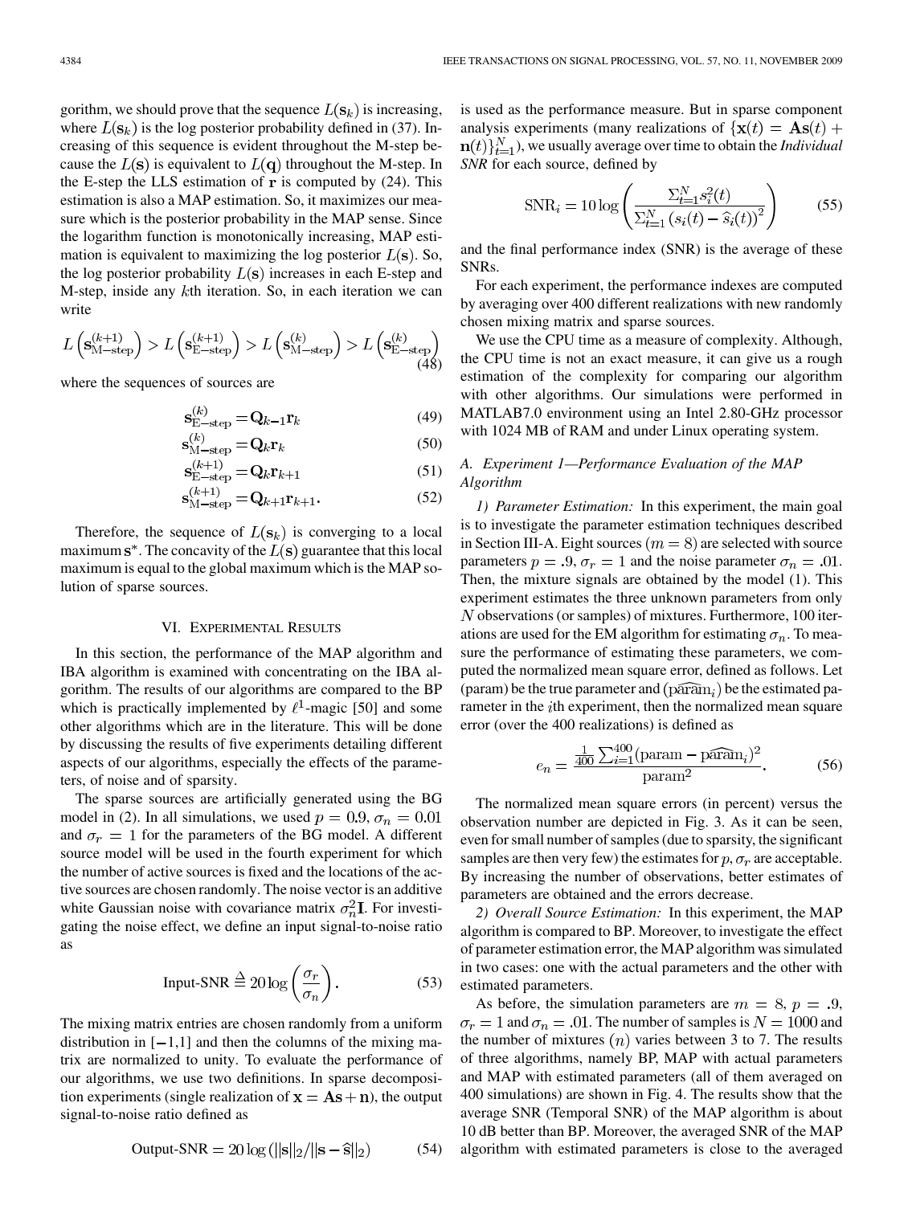gorithm, we should prove that the sequence $L(\mathbf{s}_k)$ is increasing, where $L(\mathbf{s}_k)$ is the log posterior probability defined in (37). Increasing of this sequence is evident throughout the M-step because the $L(\mathbf{s})$ is equivalent to $L(\mathbf{q})$ throughout the M-step. In the E-step the LLS estimation of $\mathbf{r}$ is computed by (24). This estimation is also a MAP estimation. So, it maximizes our measure which is the posterior probability in the MAP sense. Since the logarithm function is monotonically increasing, MAP estimation is equivalent to maximizing the log posterior $L(\mathbf{s})$. So, the log posterior probability $L(\mathbf{s})$ increases in each E-step and M-step, inside any $k$th iteration. So, in each iteration we can write

$$L\left(\mathbf{s}_{\text{M-step}}^{(k+1)}\right) > L\left(\mathbf{s}_{\text{E-step}}^{(k+1)}\right) > L\left(\mathbf{s}_{\text{M-step}}^{(k)}\right) > L\left(\mathbf{s}_{\text{E-step}}^{(k)}\right) \tag{48}$$

where the sequences of sources are

$$\mathbf{s}_{\text{E-step}}^{(k)} = \mathbf{Q}_{k-1}\mathbf{r}_k \tag{49}$$

$$\mathbf{s}_{\text{M-step}}^{(k)} = \mathbf{Q}_k\mathbf{r}_k \tag{50}$$

$$\mathbf{s}_{\text{E-step}}^{(k+1)} = \mathbf{Q}_k\mathbf{r}_{k+1} \tag{51}$$

$$\mathbf{s}_{\text{M-step}}^{(k+1)} = \mathbf{Q}_{k+1}\mathbf{r}_{k+1}. \tag{52}$$

Therefore, the sequence of $L(\mathbf{s}_k)$ is converging to a local maximum $\mathbf{s}^*$. The concavity of the $L(\mathbf{s})$ guarantee that this local maximum is equal to the global maximum which is the MAP solution of sparse sources.

## VI. Experimental Results

In this section, the performance of the MAP algorithm and IBA algorithm is examined with concentrating on the IBA algorithm. The results of our algorithms are compared to the BP which is practically implemented by $\ell^1$-magic [50] and some other algorithms which are in the literature. This will be done by discussing the results of five experiments detailing different aspects of our algorithms, especially the effects of the parameters, of noise and of sparsity.

The sparse sources are artificially generated using the BG model in (2). In all simulations, we used $p = 0.9$, $\sigma_n = 0.01$ and $\sigma_r = 1$ for the parameters of the BG model. A different source model will be used in the fourth experiment for which the number of active sources is fixed and the locations of the active sources are chosen randomly. The noise vector is an additive white Gaussian noise with covariance matrix $\sigma_n^2\mathbf{I}$. For investigating the noise effect, we define an input signal-to-noise ratio as

$$\text{Input-SNR} \triangleq 20\log\left(\frac{\sigma_r}{\sigma_n}\right). \tag{53}$$

The mixing matrix entries are chosen randomly from a uniform distribution in [−1,1] and then the columns of the mixing matrix are normalized to unity. To evaluate the performance of our algorithms, we use two definitions. In sparse decomposition experiments (single realization of $\mathbf{x} = \mathbf{A}\mathbf{s} + \mathbf{n}$), the output signal-to-noise ratio defined as

$$\text{Output-SNR} = 20\log\left(\|\mathbf{s}\|_2 / \|\mathbf{s} - \hat{\mathbf{s}}\|_2\right) \tag{54}$$

is used as the performance measure. But in sparse component analysis experiments (many realizations of $\{\mathbf{x}(t) = \mathbf{A}\mathbf{s}(t) + \mathbf{n}(t)\}_{t=1}^N$), we usually average over time to obtain the *Individual SNR* for each source, defined by

$$\text{SNR}_i = 10\log\left(\frac{\Sigma_{t=1}^N s_i^2(t)}{\Sigma_{t=1}^N \left(s_i(t) - \hat{s}_i(t)\right)^2}\right) \tag{55}$$

and the final performance index (SNR) is the average of these SNRs.

For each experiment, the performance indexes are computed by averaging over 400 different realizations with new randomly chosen mixing matrix and sparse sources.

We use the CPU time as a measure of complexity. Although, the CPU time is not an exact measure, it can give us a rough estimation of the complexity for comparing our algorithm with other algorithms. Our simulations were performed in MATLAB7.0 environment using an Intel 2.80-GHz processor with 1024 MB of RAM and under Linux operating system.

### A. Experiment 1—Performance Evaluation of the MAP Algorithm

*1) Parameter Estimation:* In this experiment, the main goal is to investigate the parameter estimation techniques described in Section III-A. Eight sources ($m = 8$) are selected with source parameters $p = .9$, $\sigma_r = 1$ and the noise parameter $\sigma_n = .01$. Then, the mixture signals are obtained by the model (1). This experiment estimates the three unknown parameters from only $N$ observations (or samples) of mixtures. Furthermore, 100 iterations are used for the EM algorithm for estimating $\sigma_n$. To measure the performance of estimating these parameters, we computed the normalized mean square error, defined as follows. Let (param) be the true parameter and $(\widehat{\text{param}}_i)$ be the estimated parameter in the $i$th experiment, then the normalized mean square error (over the 400 realizations) is defined as

$$e_n = \frac{\frac{1}{400}\sum_{i=1}^{400}(\text{param} - \widehat{\text{param}}_i)^2}{\text{param}^2}. \tag{56}$$

The normalized mean square errors (in percent) versus the observation number are depicted in Fig. 3. As it can be seen, even for small number of samples (due to sparsity, the significant samples are then very few) the estimates for $p, \sigma_r$ are acceptable. By increasing the number of observations, better estimates of parameters are obtained and the errors decrease.

*2) Overall Source Estimation:* In this experiment, the MAP algorithm is compared to BP. Moreover, to investigate the effect of parameter estimation error, the MAP algorithm was simulated in two cases: one with the actual parameters and the other with estimated parameters.

As before, the simulation parameters are $m = 8$, $p = .9$, $\sigma_r = 1$ and $\sigma_n = .01$. The number of samples is $N = 1000$ and the number of mixtures $(n)$ varies between 3 to 7. The results of three algorithms, namely BP, MAP with actual parameters and MAP with estimated parameters (all of them averaged on 400 simulations) are shown in Fig. 4. The results show that the average SNR (Temporal SNR) of the MAP algorithm is about 10 dB better than BP. Moreover, the averaged SNR of the MAP algorithm with estimated parameters is close to the averaged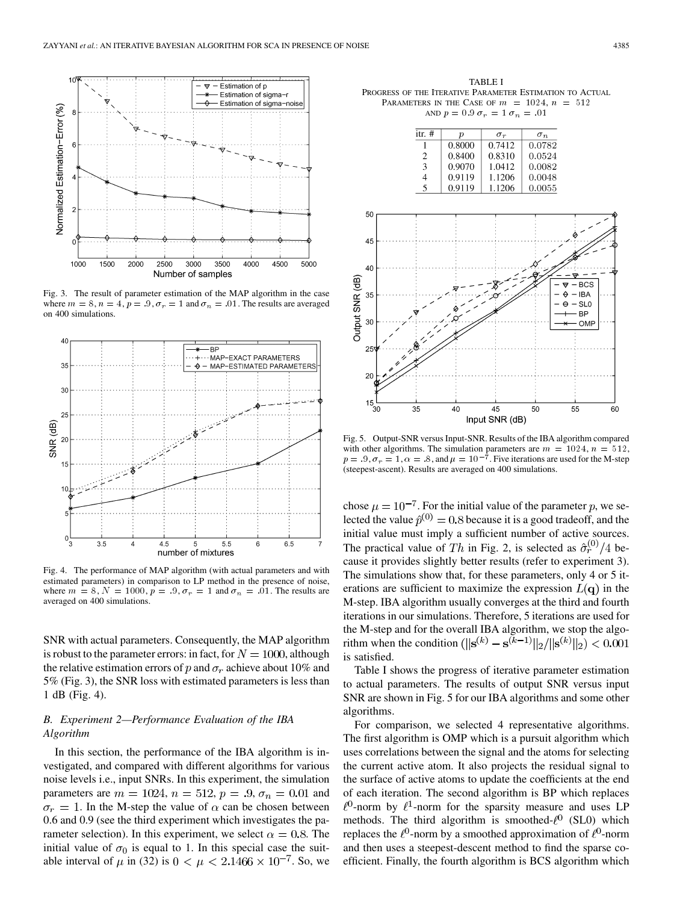Fig. 3. The result of parameter estimation of the MAP algorithm in the case where $m = 8, n = 4, p = .9, \sigma_r = 1$ and $\sigma_n = .01$. The results are averaged on 400 simulations.

Fig. 4. The performance of MAP algorithm (with actual parameters and with estimated parameters) in comparison to LP method in the presence of noise, where $m = 8, N = 1000, p = .9, \sigma_r = 1$ and $\sigma_n = .01$. The results are averaged on 400 simulations.

SNR with actual parameters. Consequently, the MAP algorithm is robust to the parameter errors: in fact, for $N = 1000$, although the relative estimation errors of $p$ and $\sigma_r$ achieve about 10% and 5% (Fig. 3), the SNR loss with estimated parameters is less than 1 dB (Fig. 4).

### B. Experiment 2—Performance Evaluation of the IBA Algorithm

In this section, the performance of the IBA algorithm is investigated, and compared with different algorithms for various noise levels i.e., input SNRs. In this experiment, the simulation parameters are $m = 1024$, $n = 512$, $p = .9$, $\sigma_n = 0.01$ and $\sigma_r = 1$. In the M-step the value of $\alpha$ can be chosen between 0.6 and 0.9 (see the third experiment which investigates the parameter selection). In this experiment, we select $\alpha = 0.8$. The initial value of $\sigma_0$ is equal to 1. In this special case the suitable interval of $\mu$ in (32) is $0 < \mu < 2.1466 \times 10^{-7}$. So, we chose $\mu = 10^{-7}$. For the initial value of the parameter $p$, we selected the value $\hat{p}^{(0)} = 0.8$ because it is a good tradeoff, and the initial value must imply a sufficient number of active sources. The practical value of $Th$ in Fig. 2, is selected as $\hat{\sigma}_r^{(0)}/4$ because it provides slightly better results (refer to experiment 3). The simulations show that, for these parameters, only 4 or 5 iterations are sufficient to maximize the expression $L(\mathbf{q})$ in the M-step. IBA algorithm usually converges at the third and fourth iterations in our simulations. Therefore, 5 iterations are used for the M-step and for the overall IBA algorithm, we stop the algorithm when the condition $(\|\mathbf{s}^{(k)} - \mathbf{s}^{(k-1)}\|_2 / \|\mathbf{s}^{(k)}\|_2) < 0.001$ is satisfied.

TABLE I
PROGRESS OF THE ITERATIVE PARAMETER ESTIMATION TO ACTUAL PARAMETERS IN THE CASE OF $m = 1024$, $n = 512$ AND $p = 0.9$ $\sigma_r = 1$ $\sigma_n = .01$

| itr. # | $p$ | $\sigma_r$ | $\sigma_n$ |
|---|---|---|---|
| 1 | 0.8000 | 0.7412 | 0.0782 |
| 2 | 0.8400 | 0.8310 | 0.0524 |
| 3 | 0.9070 | 1.0412 | 0.0082 |
| 4 | 0.9119 | 1.1206 | 0.0048 |
| 5 | 0.9119 | 1.1206 | 0.0055 |

Fig. 5. Output-SNR versus Input-SNR. Results of the IBA algorithm compared with other algorithms. The simulation parameters are $m = 1024$, $n = 512$, $p = .9, \sigma_r = 1, \alpha = .8$, and $\mu = 10^{-7}$. Five iterations are used for the M-step (steepest-ascent). Results are averaged on 400 simulations.

Table I shows the progress of iterative parameter estimation to actual parameters. The results of output SNR versus input SNR are shown in Fig. 5 for our IBA algorithms and some other algorithms.

For comparison, we selected 4 representative algorithms. The first algorithm is OMP which is a pursuit algorithm which uses correlations between the signal and the atoms for selecting the current active atom. It also projects the residual signal to the surface of active atoms to update the coefficients at the end of each iteration. The second algorithm is BP which replaces $\ell^0$-norm by $\ell^1$-norm for the sparsity measure and uses LP methods. The third algorithm is smoothed-$\ell^0$ (SL0) which replaces the $\ell^0$-norm by a smoothed approximation of $\ell^0$-norm and then uses a steepest-descent method to find the sparse coefficient. Finally, the fourth algorithm is BCS algorithm which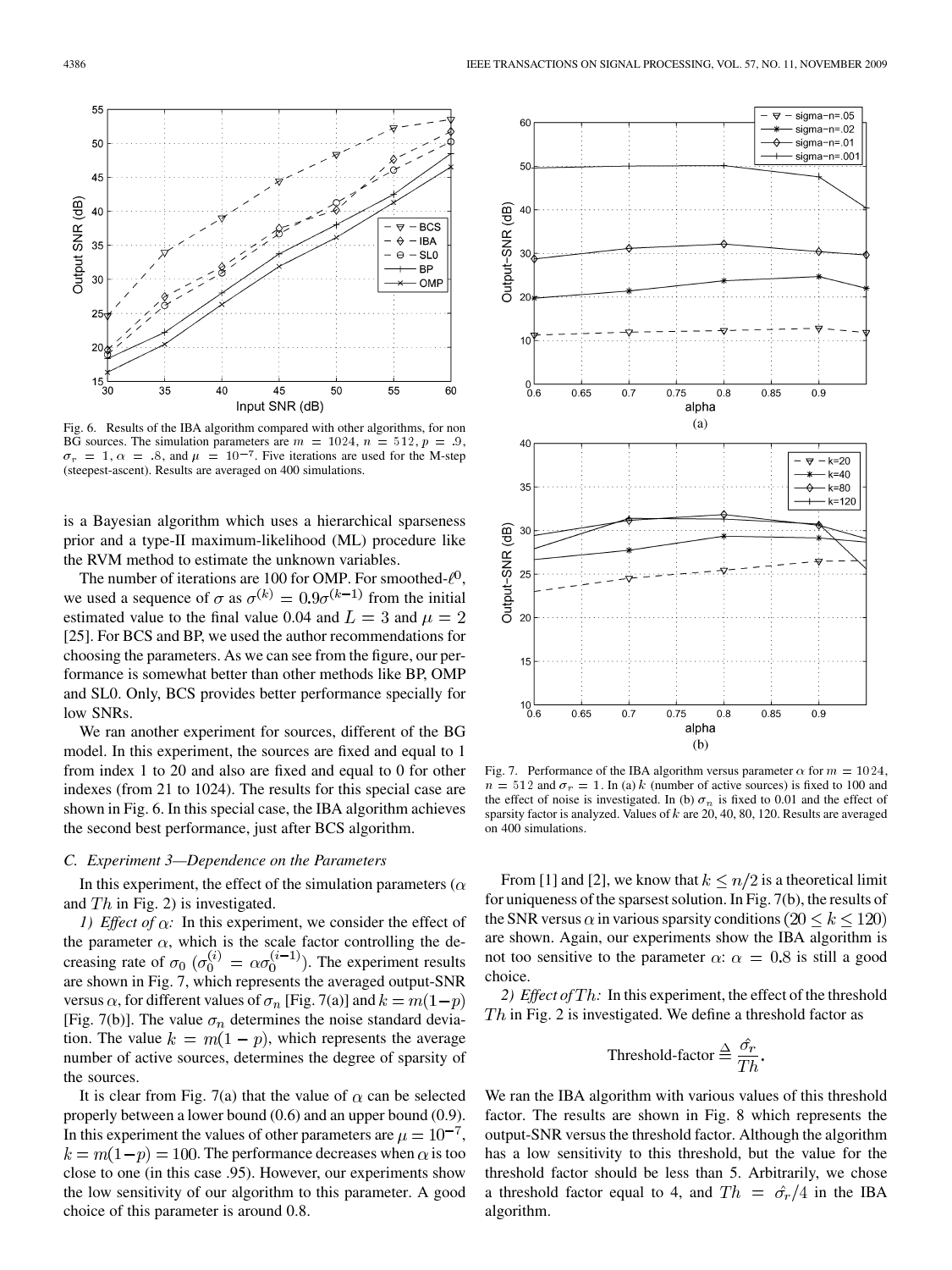Fig. 6. Results of the IBA algorithm compared with other algorithms, for non BG sources. The simulation parameters are $m = 1024$, $n = 512$, $p = .9$, $\sigma_r = 1$, $\alpha = .8$, and $\mu = 10^{-7}$. Five iterations are used for the M-step (steepest-ascent). Results are averaged on 400 simulations.

is a Bayesian algorithm which uses a hierarchical sparseness prior and a type-II maximum-likelihood (ML) procedure like the RVM method to estimate the unknown variables.

The number of iterations are 100 for OMP. For smoothed-$\ell^0$, we used a sequence of $\sigma$ as $\sigma^{(k)} = 0.9\sigma^{(k-1)}$ from the initial estimated value to the final value 0.04 and $L = 3$ and $\mu = 2$ [25]. For BCS and BP, we used the author recommendations for choosing the parameters. As we can see from the figure, our performance is somewhat better than other methods like BP, OMP and SL0. Only, BCS provides better performance specially for low SNRs.

We ran another experiment for sources, different of the BG model. In this experiment, the sources are fixed and equal to 1 from index 1 to 20 and also are fixed and equal to 0 for other indexes (from 21 to 1024). The results for this special case are shown in Fig. 6. In this special case, the IBA algorithm achieves the second best performance, just after BCS algorithm.

### C. Experiment 3—Dependence on the Parameters

In this experiment, the effect of the simulation parameters ($\alpha$ and $Th$ in Fig. 2) is investigated.

*1) Effect of $\alpha$:* In this experiment, we consider the effect of the parameter $\alpha$, which is the scale factor controlling the decreasing rate of $\sigma_0$ ($\sigma_0^{(i)} = \alpha\sigma_0^{(i-1)}$). The experiment results are shown in Fig. 7, which represents the averaged output-SNR versus $\alpha$, for different values of $\sigma_n$ [Fig. 7(a)] and $k = m(1-p)$ [Fig. 7(b)]. The value $\sigma_n$ determines the noise standard deviation. The value $k = m(1-p)$, which represents the average number of active sources, determines the degree of sparsity of the sources.

It is clear from Fig. 7(a) that the value of $\alpha$ can be selected properly between a lower bound (0.6) and an upper bound (0.9). In this experiment the values of other parameters are $\mu = 10^{-7}$, $k = m(1-p) = 100$. The performance decreases when $\alpha$ is too close to one (in this case .95). However, our experiments show the low sensitivity of our algorithm to this parameter. A good choice of this parameter is around 0.8.

Fig. 7. Performance of the IBA algorithm versus parameter $\alpha$ for $m = 1024$, $n = 512$ and $\sigma_r = 1$. In (a) $k$ (number of active sources) is fixed to 100 and the effect of noise is investigated. In (b) $\sigma_n$ is fixed to 0.01 and the effect of sparsity factor is analyzed. Values of $k$ are 20, 40, 80, 120. Results are averaged on 400 simulations.

From [1] and [2], we know that $k \le n/2$ is a theoretical limit for uniqueness of the sparsest solution. In Fig. 7(b), the results of the SNR versus $\alpha$ in various sparsity conditions $(20 \le k \le 120)$ are shown. Again, our experiments show the IBA algorithm is not too sensitive to the parameter $\alpha$: $\alpha = 0.8$ is still a good choice.

*2) Effect of $Th$:* In this experiment, the effect of the threshold $Th$ in Fig. 2 is investigated. We define a threshold factor as

$$\text{Threshold-factor} \triangleq \frac{\hat{\sigma_r}}{Th}.$$

We ran the IBA algorithm with various values of this threshold factor. The results are shown in Fig. 8 which represents the output-SNR versus the threshold factor. Although the algorithm has a low sensitivity to this threshold, but the value for the threshold factor should be less than 5. Arbitrarily, we chose a threshold factor equal to 4, and $Th = \hat{\sigma_r}/4$ in the IBA algorithm.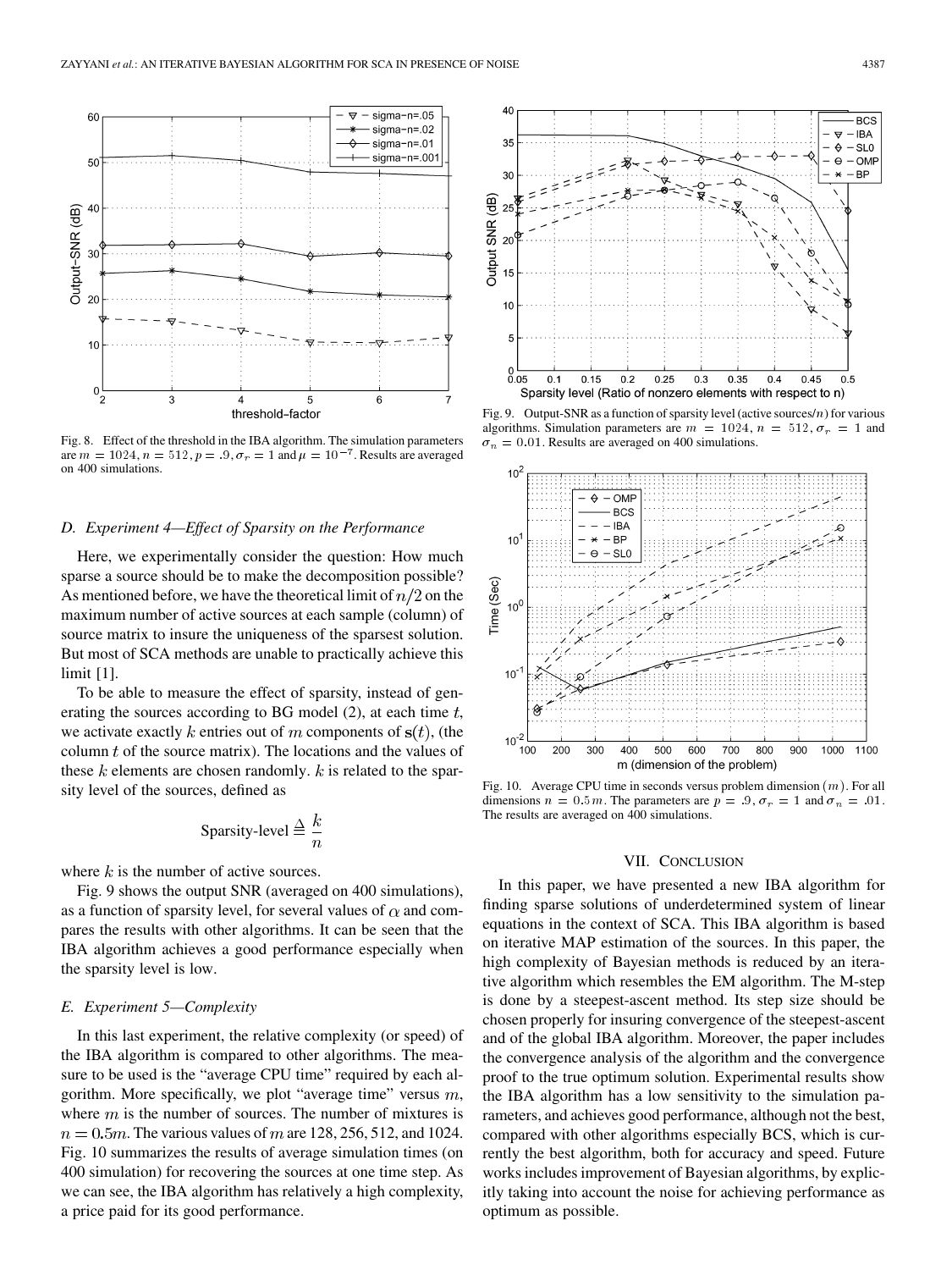Fig. 8. Effect of the threshold in the IBA algorithm. The simulation parameters are $m = 1024, n = 512, p = .9, \sigma_r = 1$ and $\mu = 10^{-7}$. Results are averaged on 400 simulations.

### D. Experiment 4—Effect of Sparsity on the Performance

Here, we experimentally consider the question: How much sparse a source should be to make the decomposition possible? As mentioned before, we have the theoretical limit of $n/2$ on the maximum number of active sources at each sample (column) of source matrix to insure the uniqueness of the sparsest solution. But most of SCA methods are unable to practically achieve this limit [1].

To be able to measure the effect of sparsity, instead of generating the sources according to BG model (2), at each time $t$, we activate exactly $k$ entries out of $m$ components of $\mathbf{s}(t)$, (the column $t$ of the source matrix). The locations and the values of these $k$ elements are chosen randomly. $k$ is related to the sparsity level of the sources, defined as

$$\text{Sparsity-level} \triangleq \frac{k}{n}$$

where $k$ is the number of active sources.

Fig. 9 shows the output SNR (averaged on 400 simulations), as a function of sparsity level, for several values of $\alpha$ and compares the results with other algorithms. It can be seen that the IBA algorithm achieves a good performance especially when the sparsity level is low.

### E. Experiment 5—Complexity

In this last experiment, the relative complexity (or speed) of the IBA algorithm is compared to other algorithms. The measure to be used is the "average CPU time" required by each algorithm. More specifically, we plot "average time" versus $m$, where $m$ is the number of sources. The number of mixtures is $n = 0.5m$. The various values of $m$ are 128, 256, 512, and 1024. Fig. 10 summarizes the results of average simulation times (on 400 simulation) for recovering the sources at one time step. As we can see, the IBA algorithm has relatively a high complexity, a price paid for its good performance.

Fig. 9. Output-SNR as a function of sparsity level (active sources/$n$) for various algorithms. Simulation parameters are $m = 1024$, $n = 512$, $\sigma_r = 1$ and $\sigma_n = 0.01$. Results are averaged on 400 simulations.

Fig. 10. Average CPU time in seconds versus problem dimension $(m)$. For all dimensions $n = 0.5m$. The parameters are $p = .9, \sigma_r = 1$ and $\sigma_n = .01$. The results are averaged on 400 simulations.

## VII. Conclusion

In this paper, we have presented a new IBA algorithm for finding sparse solutions of underdetermined system of linear equations in the context of SCA. This IBA algorithm is based on iterative MAP estimation of the sources. In this paper, the high complexity of Bayesian methods is reduced by an iterative algorithm which resembles the EM algorithm. The M-step is done by a steepest-ascent method. Its step size should be chosen properly for insuring convergence of the steepest-ascent and of the global IBA algorithm. Moreover, the paper includes the convergence analysis of the algorithm and the convergence proof to the true optimum solution. Experimental results show the IBA algorithm has a low sensitivity to the simulation parameters, and achieves good performance, although not the best, compared with other algorithms especially BCS, which is currently the best algorithm, both for accuracy and speed. Future works includes improvement of Bayesian algorithms, by explicitly taking into account the noise for achieving performance as optimum as possible.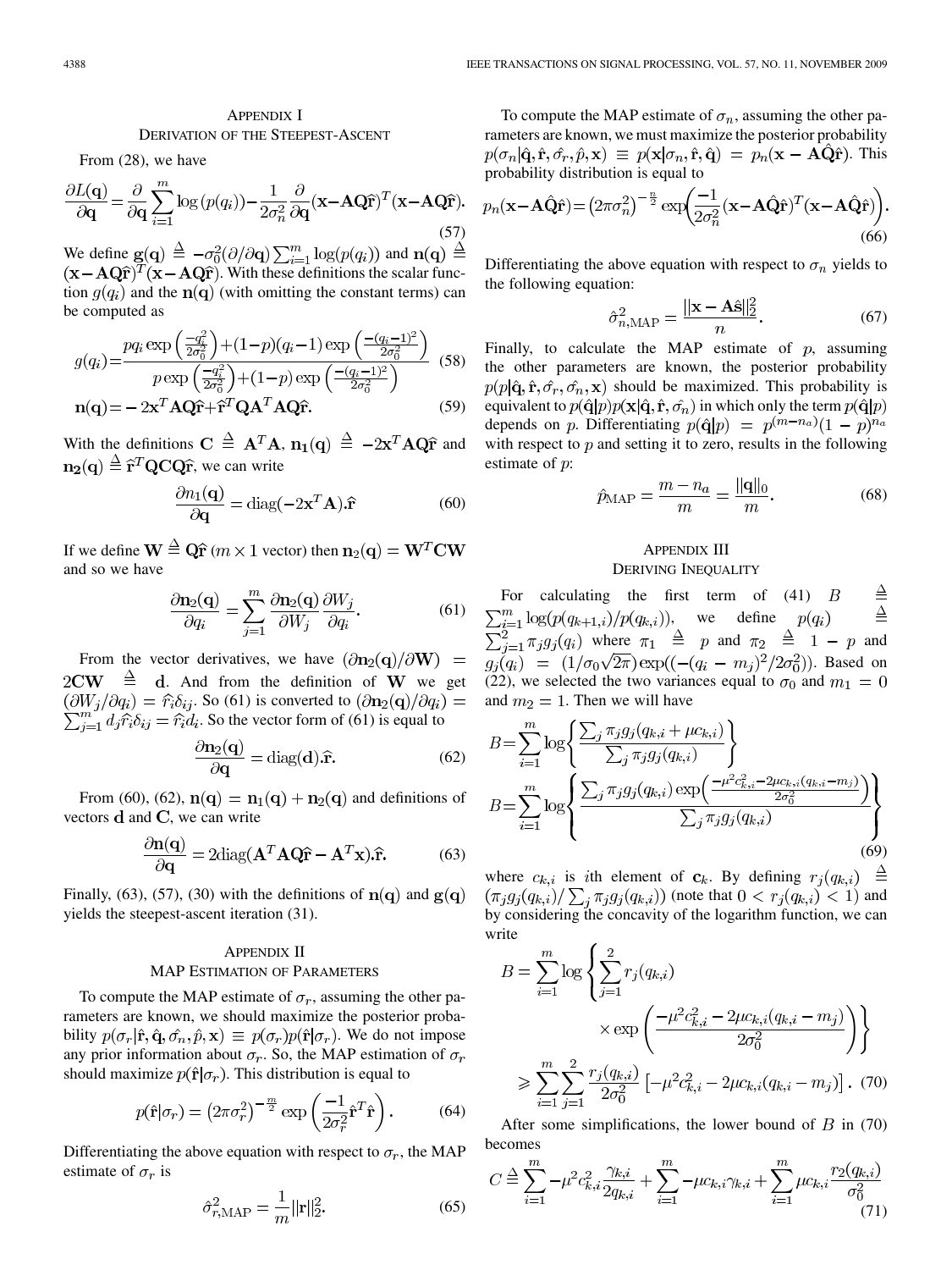## Appendix I
### Derivation of the Steepest-Ascent

From (28), we have

$$\frac{\partial L(\mathbf{q})}{\partial \mathbf{q}} = \frac{\partial}{\partial \mathbf{q}} \sum_{i=1}^{m} \log(p(q_i)) - \frac{1}{2\sigma_n^2} \frac{\partial}{\partial \mathbf{q}} (\mathbf{x} - \mathbf{A}\mathbf{Q}\hat{\mathbf{r}})^T (\mathbf{x} - \mathbf{A}\mathbf{Q}\hat{\mathbf{r}}). \tag{57}$$

We define $\mathbf{g}(\mathbf{q}) \triangleq -\sigma_0^2 (\partial/\partial \mathbf{q}) \sum_{i=1}^{m} \log(p(q_i))$ and $\mathbf{n}(\mathbf{q}) \triangleq (\mathbf{x} - \mathbf{A}\mathbf{Q}\hat{\mathbf{r}})^T (\mathbf{x} - \mathbf{A}\mathbf{Q}\hat{\mathbf{r}})$. With these definitions the scalar function $g(q_i)$ and the $\mathbf{n}(\mathbf{q})$ (with omitting the constant terms) can be computed as

$$g(q_i) = \frac{p q_i \exp\left(\frac{-q_i^2}{2\sigma_0^2}\right) + (1-p)(q_i - 1)\exp\left(\frac{-(q_i-1)^2}{2\sigma_0^2}\right)}{p \exp\left(\frac{-q_i^2}{2\sigma_0^2}\right) + (1-p)\exp\left(\frac{-(q_i-1)^2}{2\sigma_0^2}\right)} \tag{58}$$

$$\mathbf{n}(\mathbf{q}) = -2\mathbf{x}^T \mathbf{A}\mathbf{Q}\hat{\mathbf{r}} + \hat{\mathbf{r}}^T \mathbf{Q}\mathbf{A}^T \mathbf{A}\mathbf{Q}\hat{\mathbf{r}}. \tag{59}$$

With the definitions $\mathbf{C} \triangleq \mathbf{A}^T \mathbf{A}$, $\mathbf{n_1}(\mathbf{q}) \triangleq -2\mathbf{x}^T \mathbf{A}\mathbf{Q}\hat{\mathbf{r}}$ and $\mathbf{n_2}(\mathbf{q}) \triangleq \hat{\mathbf{r}}^T \mathbf{Q}\mathbf{C}\mathbf{Q}\hat{\mathbf{r}}$, we can write

$$\frac{\partial n_1(\mathbf{q})}{\partial \mathbf{q}} = \operatorname{diag}(-2\mathbf{x}^T \mathbf{A}).\hat{\mathbf{r}} \tag{60}$$

If we define $\mathbf{W} \triangleq \mathbf{Q}\hat{\mathbf{r}}$ ($m \times 1$ vector) then $\mathbf{n}_2(\mathbf{q}) = \mathbf{W}^T \mathbf{C}\mathbf{W}$ and so we have

$$\frac{\partial \mathbf{n}_2(\mathbf{q})}{\partial q_i} = \sum_{j=1}^{m} \frac{\partial \mathbf{n}_2(\mathbf{q})}{\partial W_j} \frac{\partial W_j}{\partial q_i}. \tag{61}$$

From the vector derivatives, we have $(\partial \mathbf{n}_2(\mathbf{q})/\partial \mathbf{W}) = 2\mathbf{C}\mathbf{W} \triangleq \mathbf{d}$. And from the definition of $\mathbf{W}$ we get $(\partial W_j/\partial q_i) = \hat{r}_i \delta_{ij}$. So (61) is converted to $(\partial \mathbf{n}_2(\mathbf{q})/\partial q_i) = \sum_{j=1}^{m} d_j \hat{r}_i \delta_{ij} = \hat{r}_i d_i$. So the vector form of (61) is equal to

$$\frac{\partial \mathbf{n}_2(\mathbf{q})}{\partial \mathbf{q}} = \operatorname{diag}(\mathbf{d}).\hat{\mathbf{r}}. \tag{62}$$

From (60), (62), $\mathbf{n}(\mathbf{q}) = \mathbf{n}_1(\mathbf{q}) + \mathbf{n}_2(\mathbf{q})$ and definitions of vectors $\mathbf{d}$ and $\mathbf{C}$, we can write

$$\frac{\partial \mathbf{n}(\mathbf{q})}{\partial \mathbf{q}} = 2\operatorname{diag}(\mathbf{A}^T \mathbf{A}\mathbf{Q}\hat{\mathbf{r}} - \mathbf{A}^T \mathbf{x}).\hat{\mathbf{r}}. \tag{63}$$

Finally, (63), (57), (30) with the definitions of $\mathbf{n}(\mathbf{q})$ and $\mathbf{g}(\mathbf{q})$ yields the steepest-ascent iteration (31).

## Appendix II
### MAP Estimation of Parameters

To compute the MAP estimate of $\sigma_r$, assuming the other parameters are known, we should maximize the posterior probability $p(\sigma_r | \hat{\mathbf{r}}, \hat{\mathbf{q}}, \hat{\sigma_n}, \hat{p}, \mathbf{x}) \equiv p(\sigma_r) p(\hat{\mathbf{r}} | \sigma_r)$. We do not impose any prior information about $\sigma_r$. So, the MAP estimation of $\sigma_r$ should maximize $p(\hat{\mathbf{r}} | \sigma_r)$. This distribution is equal to

$$p(\hat{\mathbf{r}} | \sigma_r) = \left(2\pi\sigma_r^2\right)^{-\frac{m}{2}} \exp\left(\frac{-1}{2\sigma_r^2} \hat{\mathbf{r}}^T \hat{\mathbf{r}}\right). \tag{64}$$

Differentiating the above equation with respect to $\sigma_r$, the MAP estimate of $\sigma_r$ is

$$\hat{\sigma}_{r,\text{MAP}}^2 = \frac{1}{m} \|\mathbf{r}\|_2^2. \tag{65}$$

To compute the MAP estimate of $\sigma_n$, assuming the other parameters are known, we must maximize the posterior probability $p(\sigma_n | \hat{\mathbf{q}}, \hat{\mathbf{r}}, \hat{\sigma_r}, \hat{p}, \mathbf{x}) \equiv p(\mathbf{x} | \sigma_n, \hat{\mathbf{r}}, \hat{\mathbf{q}}) = p_n(\mathbf{x} - \mathbf{A}\hat{\mathbf{Q}}\hat{\mathbf{r}})$. This probability distribution is equal to

$$p_n(\mathbf{x} - \mathbf{A}\hat{\mathbf{Q}}\hat{\mathbf{r}}) = \left(2\pi\sigma_n^2\right)^{-\frac{n}{2}} \exp\left(\frac{-1}{2\sigma_n^2} (\mathbf{x} - \mathbf{A}\hat{\mathbf{Q}}\hat{\mathbf{r}})^T (\mathbf{x} - \mathbf{A}\hat{\mathbf{Q}}\hat{\mathbf{r}})\right). \tag{66}$$

Differentiating the above equation with respect to $\sigma_n$ yields to the following equation:

$$\hat{\sigma}_{n,\text{MAP}}^2 = \frac{\|\mathbf{x} - \mathbf{A}\hat{\mathbf{s}}\|_2^2}{n}. \tag{67}$$

Finally, to calculate the MAP estimate of $p$, assuming the other parameters are known, the posterior probability $p(p | \hat{\mathbf{q}}, \hat{\mathbf{r}}, \hat{\sigma_r}, \hat{\sigma_n}, \mathbf{x})$ should be maximized. This probability is equivalent to $p(\hat{\mathbf{q}} | p) p(\mathbf{x} | \hat{\mathbf{q}}, \hat{\mathbf{r}}, \hat{\sigma_n})$ in which only the term $p(\hat{\mathbf{q}} | p)$ depends on $p$. Differentiating $p(\hat{\mathbf{q}} | p) = p^{(m-n_a)}(1-p)^{n_a}$ with respect to $p$ and setting it to zero, results in the following estimate of $p$:

$$\hat{p}_{\text{MAP}} = \frac{m - n_a}{m} = \frac{\|\mathbf{q}\|_0}{m}. \tag{68}$$

## Appendix III
### Deriving Inequality

For calculating the first term of (41) $B \triangleq \sum_{i=1}^{m} \log(p(q_{k+1,i})/p(q_{k,i}))$, we define $p(q_i) \triangleq \sum_{j=1}^{2} \pi_j g_j(q_i)$ where $\pi_1 \triangleq p$ and $\pi_2 \triangleq 1 - p$ and $g_j(q_i) = (1/\sigma_0\sqrt{2\pi}) \exp((-(q_i - m_j)^2/2\sigma_0^2))$. Based on (22), we selected the two variances equal to $\sigma_0$ and $m_1 = 0$ and $m_2 = 1$. Then we will have

$$B = \sum_{i=1}^{m} \log\left\{\frac{\sum_j \pi_j g_j(q_{k,i} + \mu c_{k,i})}{\sum_j \pi_j g_j(q_{k,i})}\right\}$$

$$B = \sum_{i=1}^{m} \log\left\{\frac{\sum_j \pi_j g_j(q_{k,i}) \exp\left(\frac{-\mu^2 c_{k,i}^2 - 2\mu c_{k,i}(q_{k,i} - m_j)}{2\sigma_0^2}\right)}{\sum_j \pi_j g_j(q_{k,i})}\right\} \tag{69}$$

where $c_{k,i}$ is $i$th element of $\mathbf{c}_k$. By defining $r_j(q_{k,i}) \triangleq (\pi_j g_j(q_{k,i}) / \sum_j \pi_j g_j(q_{k,i}))$ (note that $0 < r_j(q_{k,i}) < 1$) and by considering the concavity of the logarithm function, we can write

$$B = \sum_{i=1}^{m} \log\left\{\sum_{j=1}^{2} r_j(q_{k,i}) \times \exp\left(\frac{-\mu^2 c_{k,i}^2 - 2\mu c_{k,i}(q_{k,i} - m_j)}{2\sigma_0^2}\right)\right\}$$

$$\geqslant \sum_{i=1}^{m} \sum_{j=1}^{2} \frac{r_j(q_{k,i})}{2\sigma_0^2} \left[-\mu^2 c_{k,i}^2 - 2\mu c_{k,i}(q_{k,i} - m_j)\right]. \tag{70}$$

After some simplifications, the lower bound of $B$ in (70) becomes

$$C \triangleq \sum_{i=1}^{m} -\mu^2 c_{k,i}^2 \frac{\gamma_{k,i}}{2q_{k,i}} + \sum_{i=1}^{m} -\mu c_{k,i} \gamma_{k,i} + \sum_{i=1}^{m} \mu c_{k,i} \frac{r_2(q_{k,i})}{\sigma_0^2} \tag{71}$$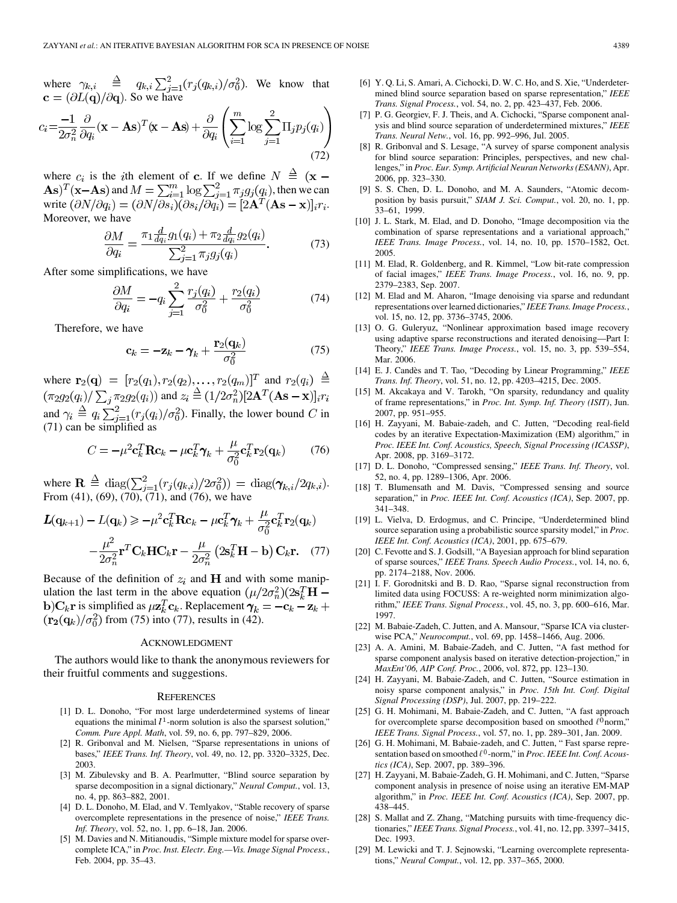where $\gamma_{k,i} \triangleq q_{k,i}\sum_{j=1}^{2}(r_j(q_{k,i})/\sigma_0^2)$. We know that $\mathbf{c} = (\partial L(\mathbf{q})/\partial \mathbf{q})$. So we have

$$c_i = \frac{-1}{2\sigma_n^2}\frac{\partial}{\partial q_i}(\mathbf{x}-\mathbf{A}\mathbf{s})^T(\mathbf{x}-\mathbf{A}\mathbf{s}) + \frac{\partial}{\partial q_i}\left(\sum_{i=1}^{m}\log\sum_{j=1}^{2}\Pi_j p_j(q_i)\right) \tag{72}$$

where $c_i$ is the $i$th element of $\mathbf{c}$. If we define $N \triangleq (\mathbf{x}-\mathbf{A}\mathbf{s})^T(\mathbf{x}-\mathbf{A}\mathbf{s})$ and $M = \sum_{i=1}^{m}\log\sum_{j=1}^{2}\pi_j g_j(q_i)$, then we can write $(\partial N/\partial q_i) = (\partial N/\partial s_i)(\partial s_i/\partial q_i) = [2\mathbf{A}^T(\mathbf{A}\mathbf{s}-\mathbf{x})]_i r_i$. Moreover, we have

$$\frac{\partial M}{\partial q_i} = \frac{\pi_1 \frac{d}{dq_i}g_1(q_i) + \pi_2 \frac{d}{dq_i}g_2(q_i)}{\sum_{j=1}^{2}\pi_j g_j(q_i)}. \tag{73}$$

After some simplifications, we have

$$\frac{\partial M}{\partial q_i} = -q_i\sum_{j=1}^{2}\frac{r_j(q_i)}{\sigma_0^2} + \frac{r_2(q_i)}{\sigma_0^2} \tag{74}$$

Therefore, we have

$$\mathbf{c}_k = -\mathbf{z}_k - \boldsymbol{\gamma}_k + \frac{\mathbf{r}_2(\mathbf{q}_k)}{\sigma_0^2} \tag{75}$$

where $\mathbf{r}_2(\mathbf{q}) = [r_2(q_1), r_2(q_2), \ldots, r_2(q_m)]^T$ and $r_2(q_i) \triangleq (\pi_2 g_2(q_i)/\sum_j \pi_2 g_2(q_i))$ and $z_i \triangleq (1/2\sigma_n^2)[2\mathbf{A}^T(\mathbf{A}\mathbf{s}-\mathbf{x})]_i r_i$ and $\gamma_i \triangleq q_i\sum_{j=1}^{2}(r_j(q_i)/\sigma_0^2)$. Finally, the lower bound $C$ in (71) can be simplified as

$$C = -\mu^2\mathbf{c}_k^T\mathbf{R}\mathbf{c}_k - \mu\mathbf{c}_k^T\boldsymbol{\gamma}_k + \frac{\mu}{\sigma_0^2}\mathbf{c}_k^T\mathbf{r}_2(\mathbf{q}_k) \tag{76}$$

where $\mathbf{R} \triangleq \mathrm{diag}(\sum_{j=1}^{2}(r_j(q_{k,i})/2\sigma_0^2)) = \mathrm{diag}(\boldsymbol{\gamma}_{k,i}/2q_{k,i})$. From (41), (69), (70), (71), and (76), we have

$$\begin{aligned}\boldsymbol{L}(\mathbf{q}_{k+1}) - L(\mathbf{q}_k) \geqslant{}& -\mu^2\mathbf{c}_k^T\mathbf{R}\mathbf{c}_k - \mu\mathbf{c}_k^T\boldsymbol{\gamma}_k + \frac{\mu}{\sigma_0^2}\mathbf{c}_k^T\mathbf{r}_2(\mathbf{q}_k)\\ &-\frac{\mu^2}{2\sigma_n^2}\mathbf{r}^T\mathbf{C}_k\mathbf{H}\mathbf{C}_k\mathbf{r} - \frac{\mu}{2\sigma_n^2}\left(2\mathbf{s}_k^T\mathbf{H} - \mathbf{b}\right)\mathbf{C}_k\mathbf{r}. \end{aligned} \tag{77}$$

Because of the definition of $z_i$ and $\mathbf{H}$ and with some manipulation the last term in the above equation $(\mu/2\sigma_n^2)(2\mathbf{s}_k^T\mathbf{H} - \mathbf{b})\mathbf{C}_k\mathbf{r}$ is simplified as $\mu\mathbf{z}_k^T\mathbf{c}_k$. Replacement $\boldsymbol{\gamma}_k = -\mathbf{c}_k - \mathbf{z}_k + (\mathbf{r_2}(\mathbf{q}_k)/\sigma_0^2)$ from (75) into (77), results in (42).

## Acknowledgment

The authors would like to thank the anonymous reviewers for their fruitful comments and suggestions.

## References

[1] D. L. Donoho, "For most large underdetermined systems of linear equations the minimal $l^1$-norm solution is also the sparsest solution," *Comm. Pure Appl. Math*, vol. 59, no. 6, pp. 797–829, 2006.

[2] R. Gribonval and M. Nielsen, "Sparse representations in unions of bases," *IEEE Trans. Inf. Theory*, vol. 49, no. 12, pp. 3320–3325, Dec. 2003.

[3] M. Zibulevsky and B. A. Pearlmutter, "Blind source separation by sparse decomposition in a signal dictionary," *Neural Comput.*, vol. 13, no. 4, pp. 863–882, 2001.

[4] D. L. Donoho, M. Elad, and V. Temlyakov, "Stable recovery of sparse overcomplete representations in the presence of noise," *IEEE Trans. Inf. Theory*, vol. 52, no. 1, pp. 6–18, Jan. 2006.

[5] M. Davies and N. Mitianoudis, "Simple mixture model for sparse overcomplete ICA," in *Proc. Inst. Electr. Eng.—Vis. Image Signal Process.*, Feb. 2004, pp. 35–43.

[6] Y. Q. Li, S. Amari, A. Cichocki, D. W. C. Ho, and S. Xie, "Underdetermined blind source separation based on sparse representation," *IEEE Trans. Signal Process.*, vol. 54, no. 2, pp. 423–437, Feb. 2006.

[7] P. G. Georgiev, F. J. Theis, and A. Cichocki, "Sparse component analysis and blind source separation of underdetermined mixtures," *IEEE Trans. Neural Netw.*, vol. 16, pp. 992–996, Jul. 2005.

[8] R. Gribonval and S. Lesage, "A survey of sparse component analysis for blind source separation: Principles, perspectives, and new challenges," in *Proc. Eur. Symp. Artificial Neuran Networks (ESANN)*, Apr. 2006, pp. 323–330.

[9] S. S. Chen, D. L. Donoho, and M. A. Saunders, "Atomic decomposition by basis pursuit," *SIAM J. Sci. Comput.*, vol. 20, no. 1, pp. 33–61, 1999.

[10] J. L. Stark, M. Elad, and D. Donoho, "Image decomposition via the combination of sparse representations and a variational approach," *IEEE Trans. Image Process.*, vol. 14, no. 10, pp. 1570–1582, Oct. 2005.

[11] M. Elad, R. Goldenberg, and R. Kimmel, "Low bit-rate compression of facial images," *IEEE Trans. Image Process.*, vol. 16, no. 9, pp. 2379–2383, Sep. 2007.

[12] M. Elad and M. Aharon, "Image denoising via sparse and redundant representations over learned dictionaries," *IEEE Trans. Image Process.*, vol. 15, no. 12, pp. 3736–3745, 2006.

[13] O. G. Guleryuz, "Nonlinear approximation based image recovery using adaptive sparse reconstructions and iterated denoising—Part I: Theory," *IEEE Trans. Image Process.*, vol. 15, no. 3, pp. 539–554, Mar. 2006.

[14] E. J. Candès and T. Tao, "Decoding by Linear Programming," *IEEE Trans. Inf. Theory*, vol. 51, no. 12, pp. 4203–4215, Dec. 2005.

[15] M. Akcakaya and V. Tarokh, "On sparsity, redundancy and quality of frame representations," in *Proc. Int. Symp. Inf. Theory (ISIT)*, Jun. 2007, pp. 951–955.

[16] H. Zayyani, M. Babaie-zadeh, and C. Jutten, "Decoding real-field codes by an iterative Expectation-Maximization (EM) algorithm," in *Proc. IEEE Int. Conf. Acoustics, Speech, Signal Processing (ICASSP)*, Apr. 2008, pp. 3169–3172.

[17] D. L. Donoho, "Compressed sensing," *IEEE Trans. Inf. Theory*, vol. 52, no. 4, pp. 1289–1306, Apr. 2006.

[18] T. Blumensath and M. Davis, "Compressed sensing and source separation," in *Proc. IEEE Int. Conf. Acoustics (ICA)*, Sep. 2007, pp. 341–348.

[19] L. Vielva, D. Erdogmus, and C. Principe, "Underdetermined blind source separation using a probabilistic source sparsity model," in *Proc. IEEE Int. Conf. Acoustics (ICA)*, 2001, pp. 675–679.

[20] C. Fevotte and S. J. Godsill, "A Bayesian approach for blind separation of sparse sources," *IEEE Trans. Speech Audio Process.*, vol. 14, no. 6, pp. 2174–2188, Nov. 2006.

[21] I. F. Gorodnitski and B. D. Rao, "Sparse signal reconstruction from limited data using FOCUSS: A re-weighted norm minimization algorithm," *IEEE Trans. Signal Process.*, vol. 45, no. 3, pp. 600–616, Mar. 1997.

[22] M. Babaie-Zadeh, C. Jutten, and A. Mansour, "Sparse ICA via clusterwise PCA," *Neurocomput.*, vol. 69, pp. 1458–1466, Aug. 2006.

[23] A. A. Amini, M. Babaie-Zadeh, and C. Jutten, "A fast method for sparse component analysis based on iterative detection-projection," in *MaxEnt'06, AIP Conf. Proc.*, 2006, vol. 872, pp. 123–130.

[24] H. Zayyani, M. Babaie-zadeh, and C. Jutten, "Source estimation in noisy sparse component analysis," in *Proc. 15th Int. Conf. Digital Signal Processing (DSP)*, Jul. 2007, pp. 219–222.

[25] G. H. Mohimani, M. Babaie-Zadeh, and C. Jutten, "A fast approach for overcomplete sparse decomposition based on smoothed $\ell^0$norm," *IEEE Trans. Signal Process.*, vol. 57, no. 1, pp. 289–301, Jan. 2009.

[26] G. H. Mohimani, M. Babaie-zadeh, and C. Jutten, " Fast sparse representation based on smoothed $\ell^0$-norm," in *Proc. IEEE Int. Conf. Acoustics (ICA)*, Sep. 2007, pp. 389–396.

[27] H. Zayyani, M. Babaie-Zadeh, G. H. Mohimani, and C. Jutten, "Sparse component analysis in presence of noise using an iterative EM-MAP algorithm," in *Proc. IEEE Int. Conf. Acoustics (ICA)*, Sep. 2007, pp. 438–445.

[28] S. Mallat and Z. Zhang, "Matching pursuits with time-frequency dictionaries," *IEEE Trans. Signal Process.*, vol. 41, no. 12, pp. 3397–3415, Dec. 1993.

[29] M. Lewicki and T. J. Sejnowski, "Learning overcomplete representations," *Neural Comput.*, vol. 12, pp. 337–365, 2000.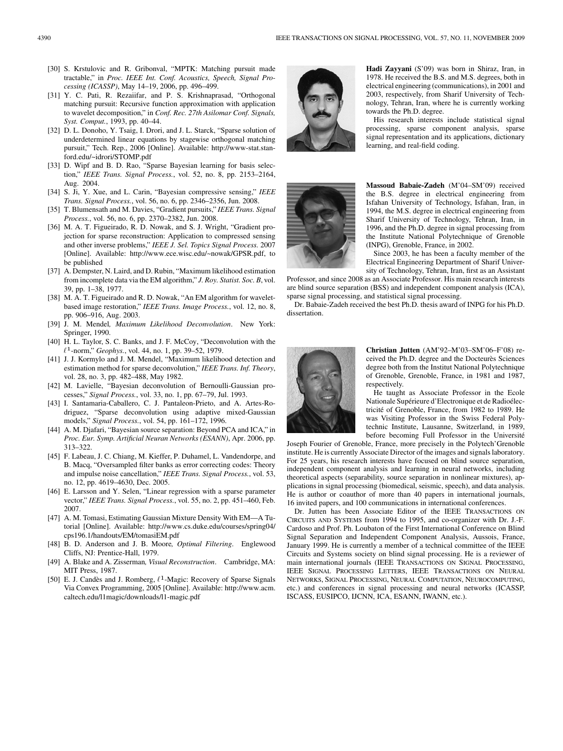[30] S. Krstulovic and R. Gribonval, "MPTK: Matching pursuit made tractable," in *Proc. IEEE Int. Conf. Acoustics, Speech, Signal Processing (ICASSP)*, May 14–19, 2006, pp. 496–499.

[31] Y. C. Pati, R. Rezaiifar, and P. S. Krishnaprasad, "Orthogonal matching pursuit: Recursive function approximation with application to wavelet decomposition," in *Conf. Rec. 27th Asilomar Conf. Signals, Syst. Comput.*, 1993, pp. 40–44.

[32] D. L. Donoho, Y. Tsaig, I. Drori, and J. L. Starck, "Sparse solution of underdetermined linear equations by stagewise orthogonal matching pursuit," Tech. Rep., 2006 [Online]. Available: http://www-stat.stanford.edu/~idrori/STOMP.pdf

[33] D. Wipf and B. D. Rao, "Sparse Bayesian learning for basis selection," *IEEE Trans. Signal Process.*, vol. 52, no. 8, pp. 2153–2164, Aug. 2004.

[34] S. Ji, Y. Xue, and L. Carin, "Bayesian compressive sensing," *IEEE Trans. Signal Process.*, vol. 56, no. 6, pp. 2346–2356, Jun. 2008.

[35] T. Blumensath and M. Davies, "Gradient pursuits," *IEEE Trans. Signal Process.*, vol. 56, no. 6, pp. 2370–2382, Jun. 2008.

[36] M. A. T. Figueirado, R. D. Nowak, and S. J. Wright, "Gradient projection for sparse reconstruction: Application to compressed sensing and other inverse problems," *IEEE J. Sel. Topics Signal Process.* 2007 [Online]. Available: http://www.ece.wisc.edu/~nowak/GPSR.pdf, to be published

[37] A. Dempster, N. Laird, and D. Rubin, "Maximum likelihood estimation from incomplete data via the EM algorithm," *J. Roy. Statist. Soc. B*, vol. 39, pp. 1–38, 1977.

[38] M. A. T. Figueirado and R. D. Nowak, "An EM algorithm for wavelet-based image restoration," *IEEE Trans. Image Process.*, vol. 12, no. 8, pp. 906–916, Aug. 2003.

[39] J. M. Mendel*, Maximum Likelihood Deconvolution*. New York: Springer, 1990.

[40] H. L. Taylor, S. C. Banks, and J. F. McCoy, "Deconvolution with the $\ell^1$-norm," *Geophys.*, vol. 44, no. 1, pp. 39–52, 1979.

[41] J. J. Kormylo and J. M. Mendel, "Maximum likelihood detection and estimation method for sparse deconvolution," *IEEE Trans. Inf. Theory*, vol. 28, no. 3, pp. 482–488, May 1982.

[42] M. Lavielle, "Bayesian deconvolution of Bernoulli-Gaussian processes," *Signal Process.*, vol. 33, no. 1, pp. 67–79, Jul. 1993.

[43] I. Santamaria-Caballero, C. J. Pantaleon-Prieto, and A. Artes-Rodriguez, "Sparse deconvolution using adaptive mixed-Gaussian models," *Signal Process.*, vol. 54, pp. 161–172, 1996.

[44] A. M. Djafari, "Bayesian source separation: Beyond PCA and ICA," in *Proc. Eur. Symp. Artificial Neuran Networks (ESANN)*, Apr. 2006, pp. 313–322.

[45] F. Labeau, J. C. Chiang, M. Kieffer, P. Duhamel, L. Vandendorpe, and B. Macq, "Oversampled filter banks as error correcting codes: Theory and impulse noise cancellation," *IEEE Trans. Signal Process.*, vol. 53, no. 12, pp. 4619–4630, Dec. 2005.

[46] E. Larsson and Y. Selen, "Linear regression with a sparse parameter vector," *IEEE Trans. Signal Process.*, vol. 55, no. 2, pp. 451–460, Feb. 2007.

[47] A. M. Tomasi, Estimating Gaussian Mixture Density With EM—A Tutorial [Online]. Available: http://www.cs.duke.edu/courses/spring04/cps196.1/handouts/EM/tomasiEM.pdf

[48] B. D. Anderson and J. B. Moore*, Optimal Filtering*. Englewood Cliffs, NJ: Prentice-Hall, 1979.

[49] A. Blake and A. Zisserman*, Visual Reconstruction*. Cambridge, MA: MIT Press, 1987.

[50] E. J. Candès and J. Romberg, $\ell^1$-Magic: Recovery of Sparse Signals Via Convex Programming, 2005 [Online]. Available: http://www.acm.caltech.edu/l1magic/downloads/l1-magic.pdf

**Hadi Zayyani** (S'09) was born in Shiraz, Iran, in 1978. He received the B.S. and M.S. degrees, both in electrical engineering (communications), in 2001 and 2003, respectively, from Sharif University of Technology, Tehran, Iran, where he is currently working towards the Ph.D. degree.

His research interests include statistical signal processing, sparse component analysis, sparse signal representation and its applications, dictionary learning, and real-field coding.

**Massoud Babaie-Zadeh** (M'04–SM'09) received the B.S. degree in electrical engineering from Isfahan University of Technology, Isfahan, Iran, in 1994, the M.S. degree in electrical engineering from Sharif University of Technology, Tehran, Iran, in 1996, and the Ph.D. degree in signal processing from the Institute National Polytechnique of Grenoble (INPG), Grenoble, France, in 2002.

Since 2003, he has been a faculty member of the Electrical Engineering Department of Sharif University of Technology, Tehran, Iran, first as an Assistant Professor, and since 2008 as an Associate Professor. His main research interests are blind source separation (BSS) and independent component analysis (ICA), sparse signal processing, and statistical signal processing.

Dr. Babaie-Zadeh received the best Ph.D. thesis award of INPG for his Ph.D. dissertation.

**Christian Jutten** (AM'92–M'03–SM'06–F'08) received the Ph.D. degree and the Docteurès Sciences degree both from the Institut National Polytechnique of Grenoble, Grenoble, France, in 1981 and 1987, respectively.

He taught as Associate Professor in the Ecole Nationale Supérieure d'Electronique et de Radioélectricité of Grenoble, France, from 1982 to 1989. He was Visiting Professor in the Swiss Federal Polytechnic Institute, Lausanne, Switzerland, in 1989, before becoming Full Professor in the Université Joseph Fourier of Grenoble, France, more precisely in the Polytech'Grenoble institute. He is currently Associate Director of the images and signals laboratory. For 25 years, his research interests have focused on blind source separation, independent component analysis and learning in neural networks, including theoretical aspects (separability, source separation in nonlinear mixtures), applications in signal processing (biomedical, seismic, speech), and data analysis. He is author or coauthor of more than 40 papers in international journals, 16 invited papers, and 100 communications in international conferences.

Dr. Jutten has been Associate Editor of the IEEE TRANSACTIONS ON CIRCUITS AND SYSTEMS from 1994 to 1995, and co-organizer with Dr. J.-F. Cardoso and Prof. Ph. Loubaton of the First International Conference on Blind Signal Separation and Independent Component Analysis, Aussois, France, January 1999. He is currently a member of a technical committee of the IEEE Circuits and Systems society on blind signal processing. He is a reviewer of main international journals (IEEE TRANSACTIONS ON SIGNAL PROCESSING, IEEE SIGNAL PROCESSING LETTERS, IEEE TRANSACTIONS ON NEURAL NETWORKS, SIGNAL PROCESSING, NEURAL COMPUTATION, NEUROCOMPUTING, etc.) and conferences in signal processing and neural networks (ICASSP, ISCASS, EUSIPCO, IJCNN, ICA, ESANN, IWANN, etc.).